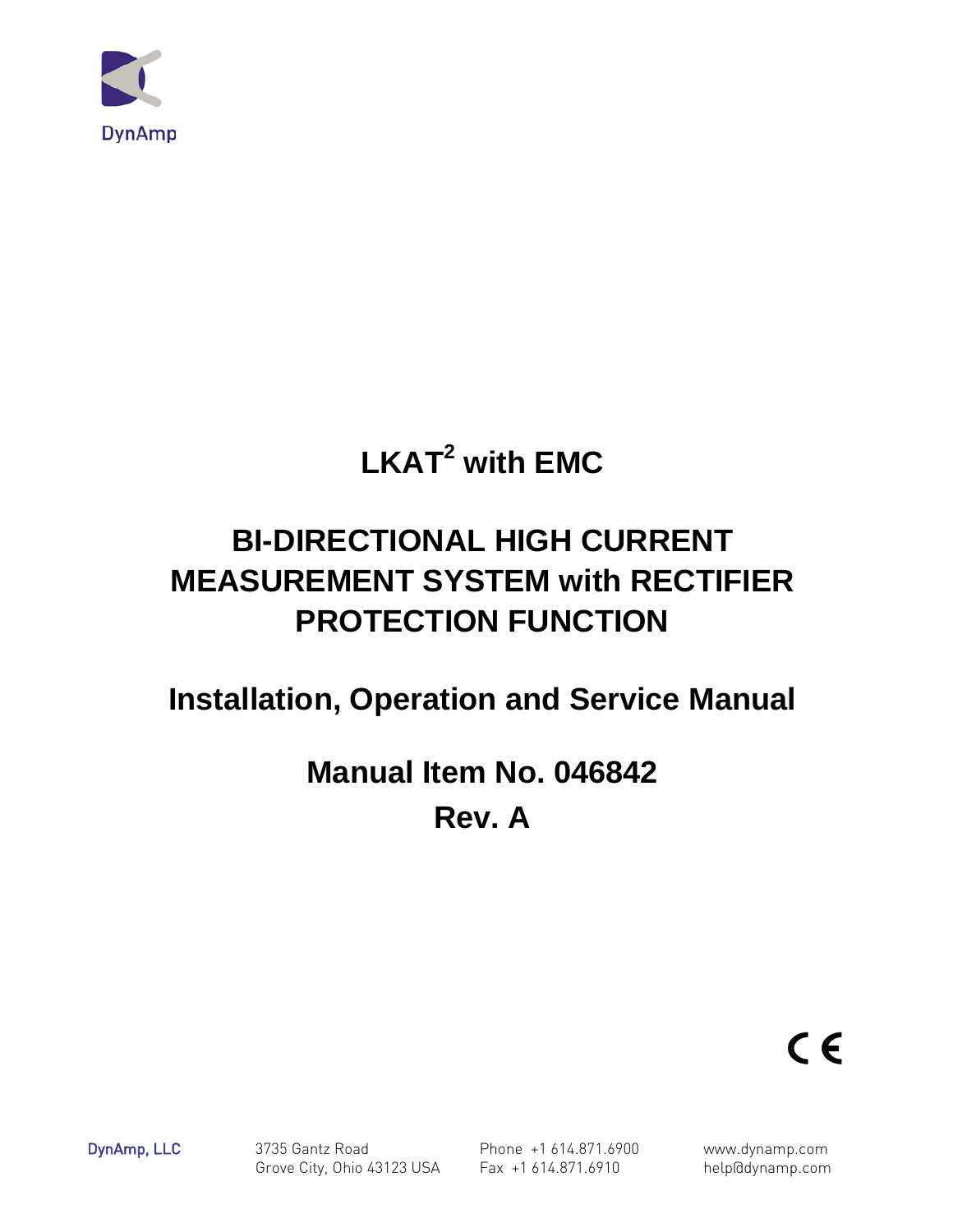DynAmp

# LKAT$^2$ with EMC

# BI-DIRECTIONAL HIGH CURRENT MEASUREMENT SYSTEM with RECTIFIER PROTECTION FUNCTION

## Installation, Operation and Service Manual

## Manual Item No. 046842
## Rev. A

CE

DynAmp, LLC | 3735 Gantz Road, Grove City, Ohio 43123 USA | Phone +1 614.871.6900, Fax +1 614.871.6910 | www.dynamp.com, help@dynamp.com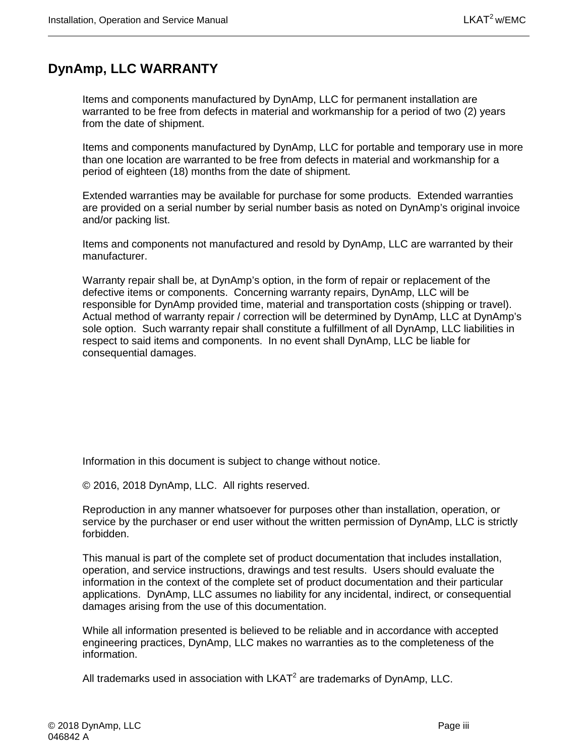# DynAmp, LLC WARRANTY

Items and components manufactured by DynAmp, LLC for permanent installation are warranted to be free from defects in material and workmanship for a period of two (2) years from the date of shipment.

Items and components manufactured by DynAmp, LLC for portable and temporary use in more than one location are warranted to be free from defects in material and workmanship for a period of eighteen (18) months from the date of shipment.

Extended warranties may be available for purchase for some products. Extended warranties are provided on a serial number by serial number basis as noted on DynAmp's original invoice and/or packing list.

Items and components not manufactured and resold by DynAmp, LLC are warranted by their manufacturer.

Warranty repair shall be, at DynAmp's option, in the form of repair or replacement of the defective items or components. Concerning warranty repairs, DynAmp, LLC will be responsible for DynAmp provided time, material and transportation costs (shipping or travel). Actual method of warranty repair / correction will be determined by DynAmp, LLC at DynAmp's sole option. Such warranty repair shall constitute a fulfillment of all DynAmp, LLC liabilities in respect to said items and components. In no event shall DynAmp, LLC be liable for consequential damages.

Information in this document is subject to change without notice.

© 2016, 2018 DynAmp, LLC. All rights reserved.

Reproduction in any manner whatsoever for purposes other than installation, operation, or service by the purchaser or end user without the written permission of DynAmp, LLC is strictly forbidden.

This manual is part of the complete set of product documentation that includes installation, operation, and service instructions, drawings and test results. Users should evaluate the information in the context of the complete set of product documentation and their particular applications. DynAmp, LLC assumes no liability for any incidental, indirect, or consequential damages arising from the use of this documentation.

While all information presented is believed to be reliable and in accordance with accepted engineering practices, DynAmp, LLC makes no warranties as to the completeness of the information.

All trademarks used in association with LKAT$^2$ are trademarks of DynAmp, LLC.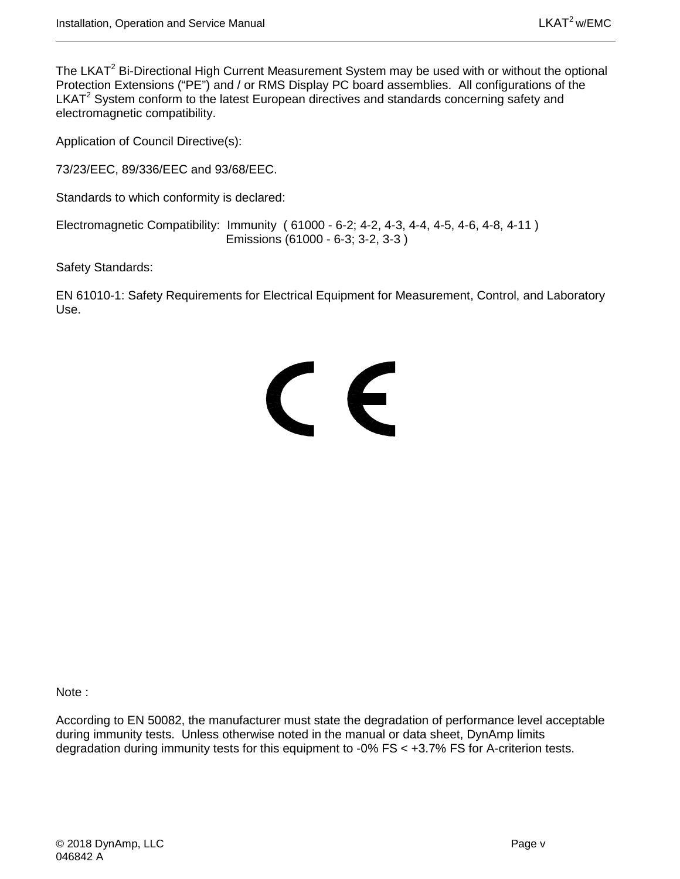The LKAT$^2$ Bi-Directional High Current Measurement System may be used with or without the optional Protection Extensions (“PE”) and / or RMS Display PC board assemblies. All configurations of the LKAT$^2$ System conform to the latest European directives and standards concerning safety and electromagnetic compatibility.

Application of Council Directive(s):

73/23/EEC, 89/336/EEC and 93/68/EEC.

Standards to which conformity is declared:

Electromagnetic Compatibility: Immunity ( 61000 - 6-2; 4-2, 4-3, 4-4, 4-5, 4-6, 4-8, 4-11 )
Emissions (61000 - 6-3; 3-2, 3-3 )

Safety Standards:

EN 61010-1: Safety Requirements for Electrical Equipment for Measurement, Control, and Laboratory Use.

CE

Note :

According to EN 50082, the manufacturer must state the degradation of performance level acceptable during immunity tests. Unless otherwise noted in the manual or data sheet, DynAmp limits degradation during immunity tests for this equipment to -0% FS < +3.7% FS for A-criterion tests.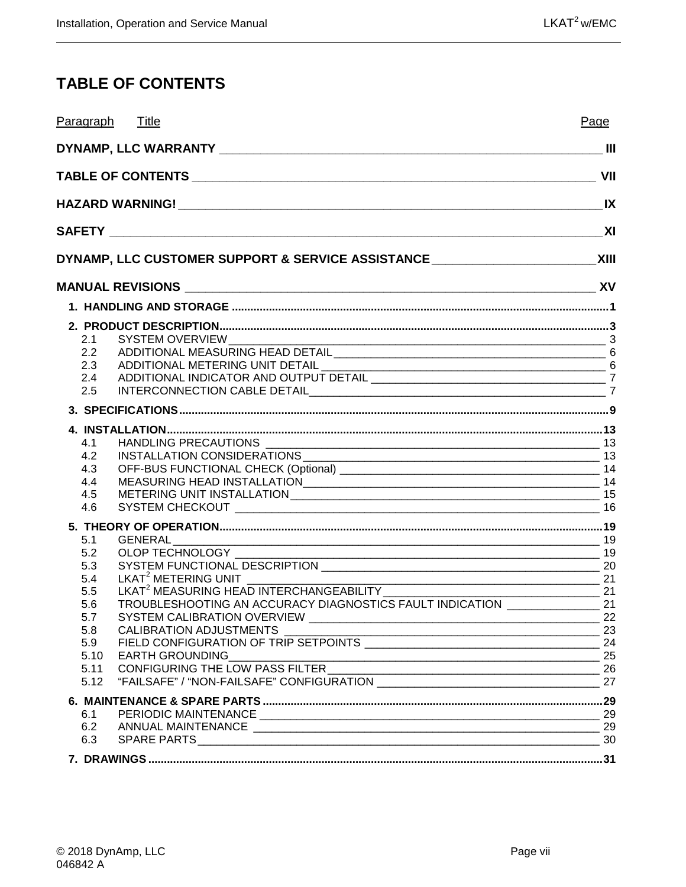# TABLE OF CONTENTS

| Paragraph | Title | Page |
| --- | --- | --- |
| | **DYNAMP, LLC WARRANTY** | **III** |
| | **TABLE OF CONTENTS** | **VII** |
| | **HAZARD WARNING!** | **IX** |
| | **SAFETY** | **XI** |
| | **DYNAMP, LLC CUSTOMER SUPPORT & SERVICE ASSISTANCE** | **XIII** |
| | **MANUAL REVISIONS** | **XV** |
| **1.** | **HANDLING AND STORAGE** | **1** |
| **2.** | **PRODUCT DESCRIPTION** | **3** |
| 2.1 | SYSTEM OVERVIEW | 3 |
| 2.2 | ADDITIONAL MEASURING HEAD DETAIL | 6 |
| 2.3 | ADDITIONAL METERING UNIT DETAIL | 6 |
| 2.4 | ADDITIONAL INDICATOR AND OUTPUT DETAIL | 7 |
| 2.5 | INTERCONNECTION CABLE DETAIL | 7 |
| **3.** | **SPECIFICATIONS** | **9** |
| **4.** | **INSTALLATION** | **13** |
| 4.1 | HANDLING PRECAUTIONS | 13 |
| 4.2 | INSTALLATION CONSIDERATIONS | 13 |
| 4.3 | OFF-BUS FUNCTIONAL CHECK (Optional) | 14 |
| 4.4 | MEASURING HEAD INSTALLATION | 14 |
| 4.5 | METERING UNIT INSTALLATION | 15 |
| 4.6 | SYSTEM CHECKOUT | 16 |
| **5.** | **THEORY OF OPERATION** | **19** |
| 5.1 | GENERAL | 19 |
| 5.2 | OLOP TECHNOLOGY | 19 |
| 5.3 | SYSTEM FUNCTIONAL DESCRIPTION | 20 |
| 5.4 | LKAT$^2$ METERING UNIT | 21 |
| 5.5 | LKAT$^2$ MEASURING HEAD INTERCHANGEABILITY | 21 |
| 5.6 | TROUBLESHOOTING AN ACCURACY DIAGNOSTICS FAULT INDICATION | 21 |
| 5.7 | SYSTEM CALIBRATION OVERVIEW | 22 |
| 5.8 | CALIBRATION ADJUSTMENTS | 23 |
| 5.9 | FIELD CONFIGURATION OF TRIP SETPOINTS | 24 |
| 5.10 | EARTH GROUNDING | 25 |
| 5.11 | CONFIGURING THE LOW PASS FILTER | 26 |
| 5.12 | "FAILSAFE" / "NON-FAILSAFE" CONFIGURATION | 27 |
| **6.** | **MAINTENANCE & SPARE PARTS** | **29** |
| 6.1 | PERIODIC MAINTENANCE | 29 |
| 6.2 | ANNUAL MAINTENANCE | 29 |
| 6.3 | SPARE PARTS | 30 |
| **7.** | **DRAWINGS** | **31** |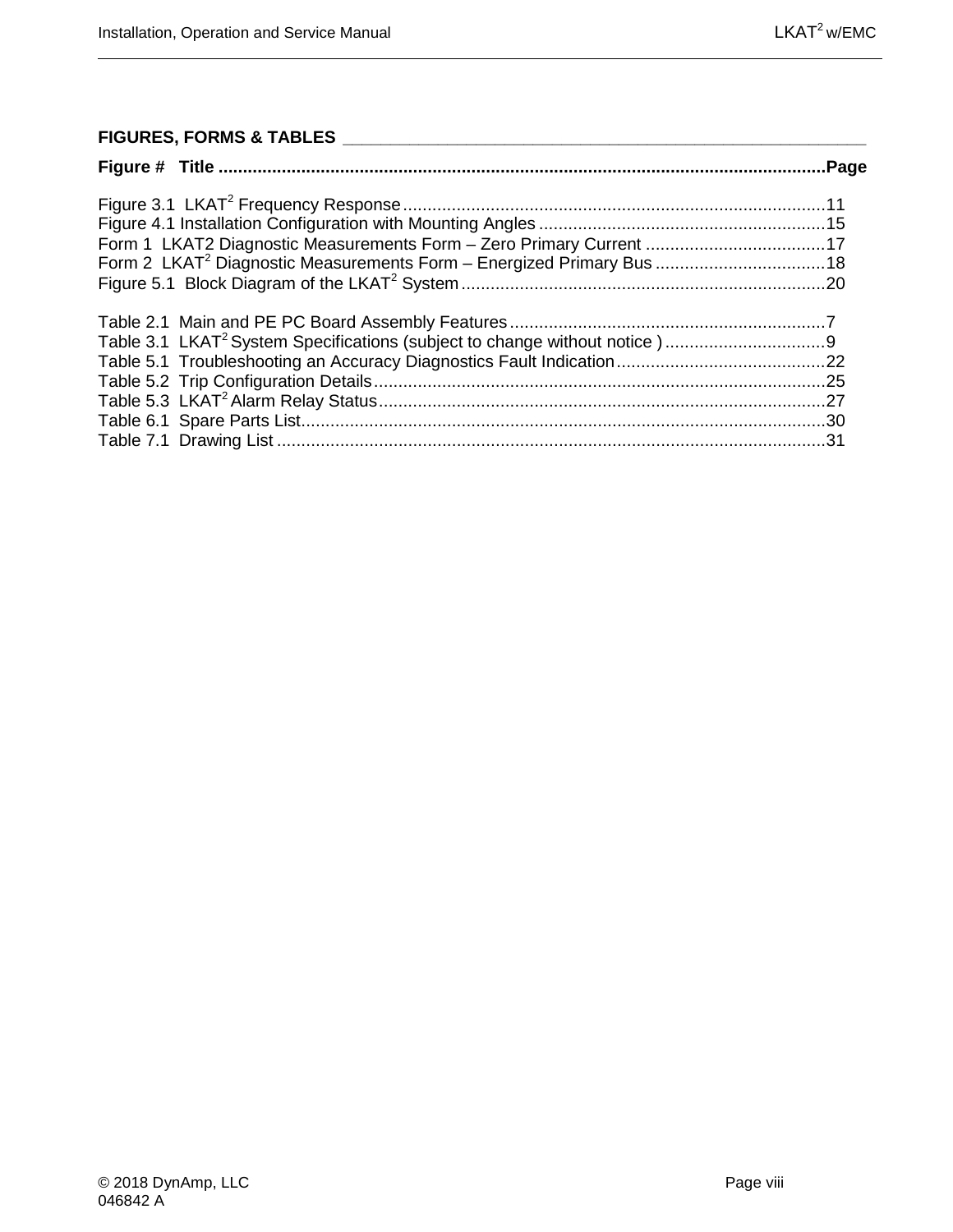## FIGURES, FORMS & TABLES

**Figure # Title ............................................................................................................................Page**

Figure 3.1 LKAT$^2$ Frequency Response......................................................................................11
Figure 4.1 Installation Configuration with Mounting Angles...........................................................15
Form 1 LKAT2 Diagnostic Measurements Form – Zero Primary Current .....................................17
Form 2 LKAT$^2$ Diagnostic Measurements Form – Energized Primary Bus ...................................18
Figure 5.1 Block Diagram of the LKAT$^2$ System...........................................................................20

Table 2.1 Main and PE PC Board Assembly Features.................................................................7
Table 3.1 LKAT$^2$ System Specifications (subject to change without notice ).................................9
Table 5.1 Troubleshooting an Accuracy Diagnostics Fault Indication...........................................22
Table 5.2 Trip Configuration Details............................................................................................25
Table 5.3 LKAT$^2$ Alarm Relay Status............................................................................................27
Table 6.1 Spare Parts List...........................................................................................................30
Table 7.1 Drawing List ................................................................................................................31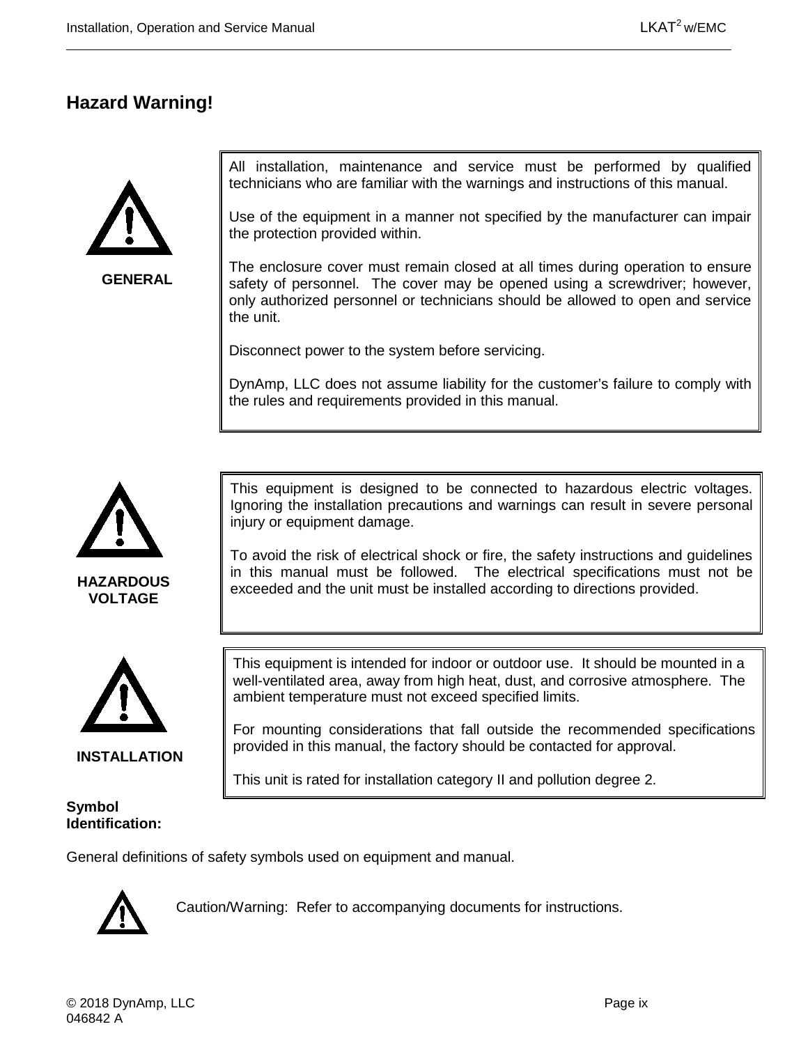## Hazard Warning!

**GENERAL**

All installation, maintenance and service must be performed by qualified technicians who are familiar with the warnings and instructions of this manual.

Use of the equipment in a manner not specified by the manufacturer can impair the protection provided within.

The enclosure cover must remain closed at all times during operation to ensure safety of personnel. The cover may be opened using a screwdriver; however, only authorized personnel or technicians should be allowed to open and service the unit.

Disconnect power to the system before servicing.

DynAmp, LLC does not assume liability for the customer's failure to comply with the rules and requirements provided in this manual.

**HAZARDOUS VOLTAGE**

This equipment is designed to be connected to hazardous electric voltages. Ignoring the installation precautions and warnings can result in severe personal injury or equipment damage.

To avoid the risk of electrical shock or fire, the safety instructions and guidelines in this manual must be followed. The electrical specifications must not be exceeded and the unit must be installed according to directions provided.

**INSTALLATION**

This equipment is intended for indoor or outdoor use. It should be mounted in a well-ventilated area, away from high heat, dust, and corrosive atmosphere. The ambient temperature must not exceed specified limits.

For mounting considerations that fall outside the recommended specifications provided in this manual, the factory should be contacted for approval.

This unit is rated for installation category II and pollution degree 2.

**Symbol Identification:**

General definitions of safety symbols used on equipment and manual.

Caution/Warning: Refer to accompanying documents for instructions.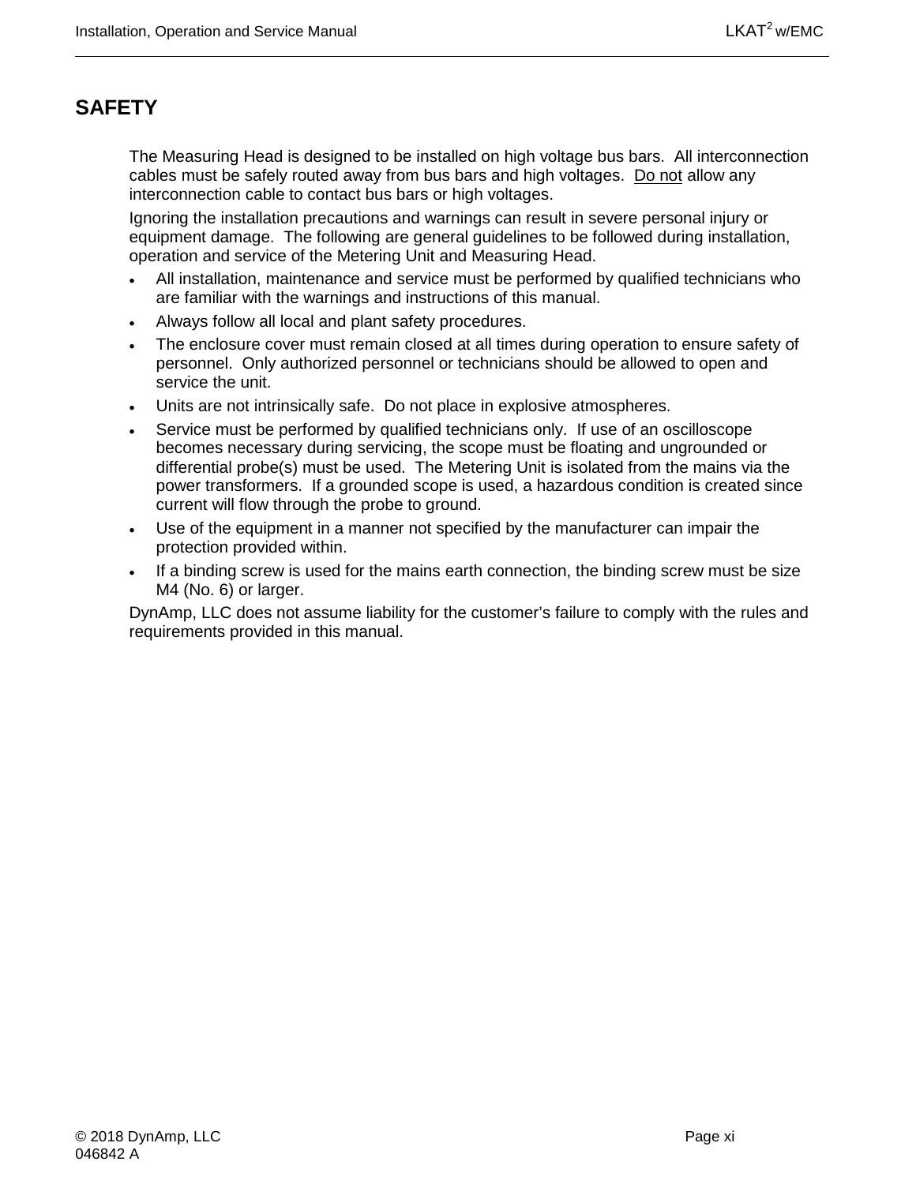# SAFETY

The Measuring Head is designed to be installed on high voltage bus bars. All interconnection cables must be safely routed away from bus bars and high voltages. <u>Do not</u> allow any interconnection cable to contact bus bars or high voltages.

Ignoring the installation precautions and warnings can result in severe personal injury or equipment damage. The following are general guidelines to be followed during installation, operation and service of the Metering Unit and Measuring Head.

- All installation, maintenance and service must be performed by qualified technicians who are familiar with the warnings and instructions of this manual.
- Always follow all local and plant safety procedures.
- The enclosure cover must remain closed at all times during operation to ensure safety of personnel. Only authorized personnel or technicians should be allowed to open and service the unit.
- Units are not intrinsically safe. Do not place in explosive atmospheres.
- Service must be performed by qualified technicians only. If use of an oscilloscope becomes necessary during servicing, the scope must be floating and ungrounded or differential probe(s) must be used. The Metering Unit is isolated from the mains via the power transformers. If a grounded scope is used, a hazardous condition is created since current will flow through the probe to ground.
- Use of the equipment in a manner not specified by the manufacturer can impair the protection provided within.
- If a binding screw is used for the mains earth connection, the binding screw must be size M4 (No. 6) or larger.

DynAmp, LLC does not assume liability for the customer's failure to comply with the rules and requirements provided in this manual.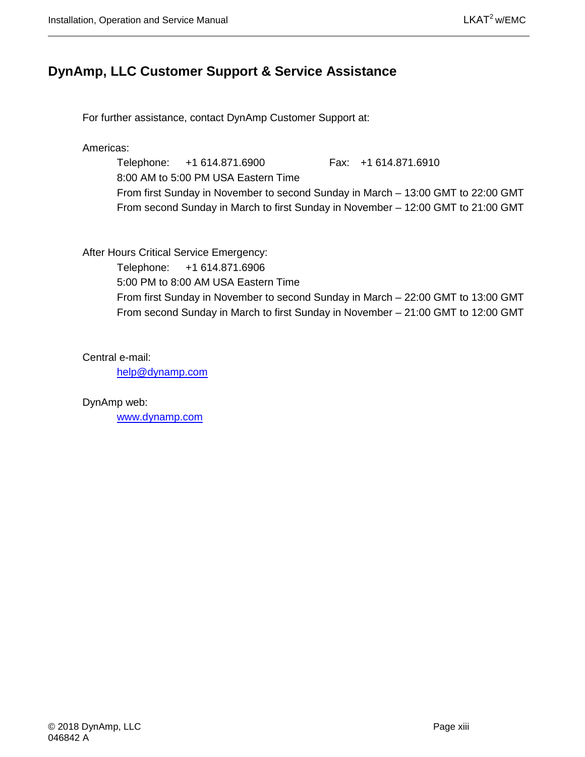# DynAmp, LLC Customer Support & Service Assistance

For further assistance, contact DynAmp Customer Support at:

Americas:

Telephone: +1 614.871.6900 Fax: +1 614.871.6910
8:00 AM to 5:00 PM USA Eastern Time
From first Sunday in November to second Sunday in March – 13:00 GMT to 22:00 GMT
From second Sunday in March to first Sunday in November – 12:00 GMT to 21:00 GMT

After Hours Critical Service Emergency:

Telephone: +1 614.871.6906
5:00 PM to 8:00 AM USA Eastern Time
From first Sunday in November to second Sunday in March – 22:00 GMT to 13:00 GMT
From second Sunday in March to first Sunday in November – 21:00 GMT to 12:00 GMT

Central e-mail:

help@dynamp.com

DynAmp web:

www.dynamp.com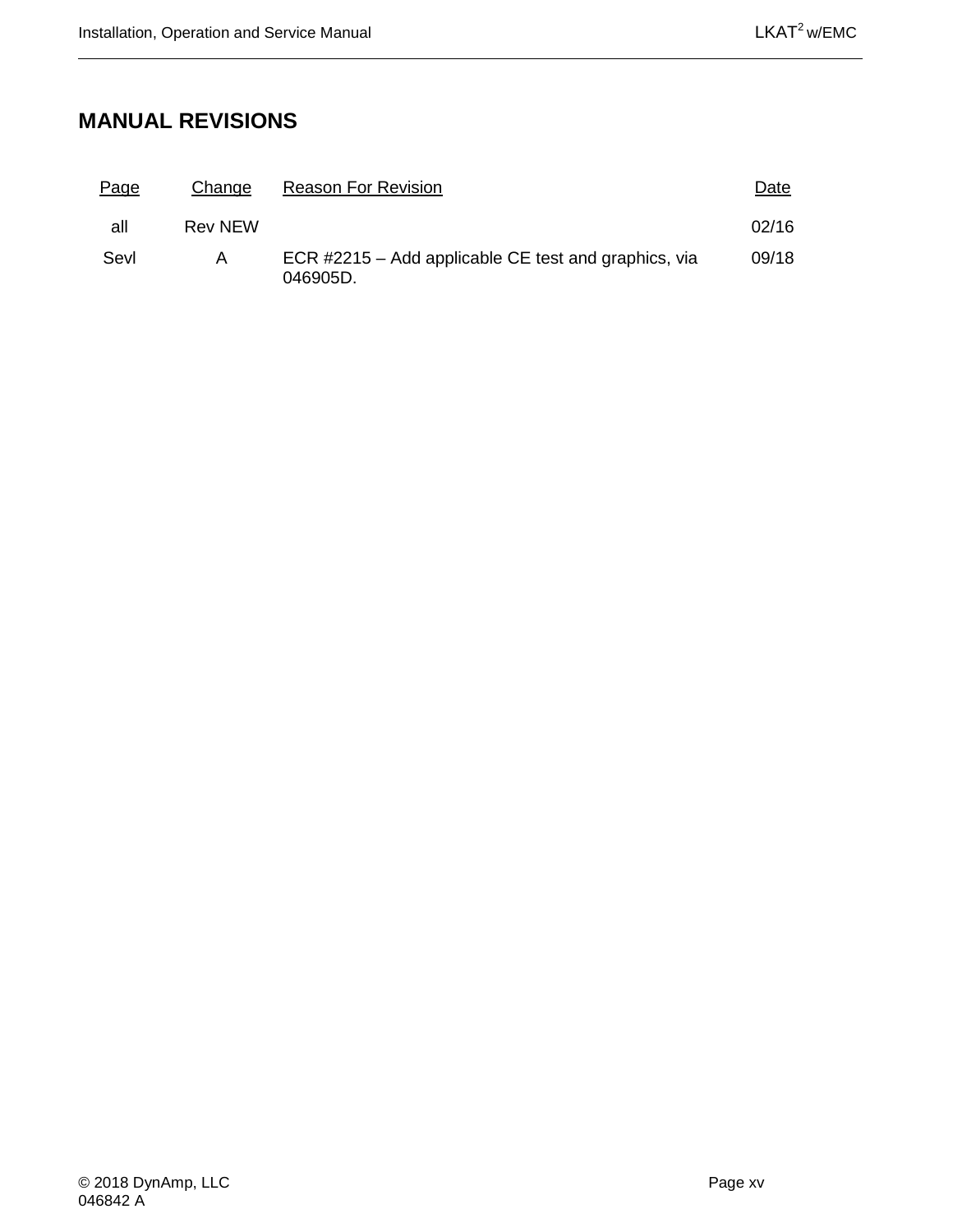# MANUAL REVISIONS

| Page | Change | Reason For Revision | Date |
|---|---|---|---|
| all | Rev NEW | | 02/16 |
| Sevl | A | ECR #2215 – Add applicable CE test and graphics, via 046905D. | 09/18 |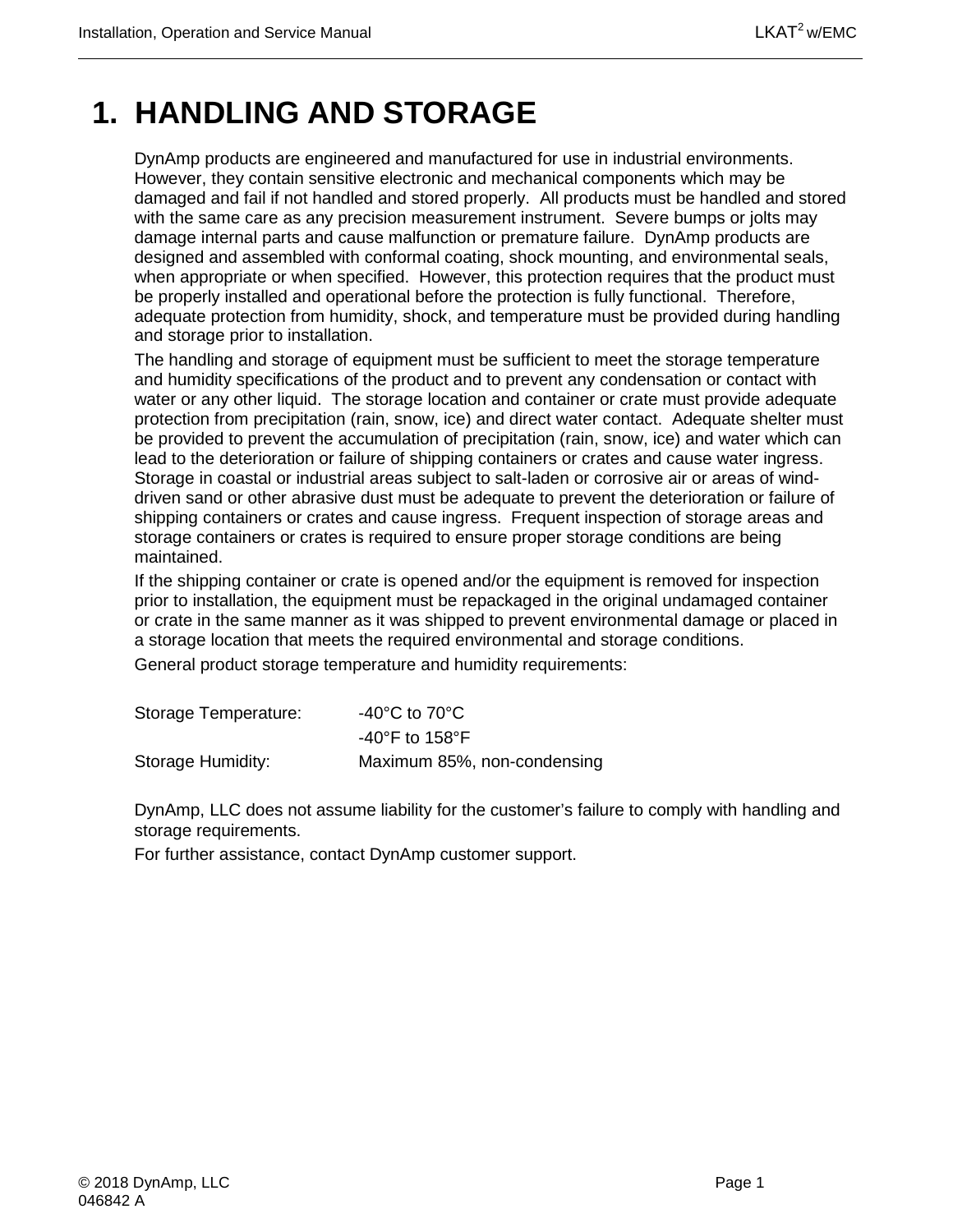# 1. HANDLING AND STORAGE

DynAmp products are engineered and manufactured for use in industrial environments. However, they contain sensitive electronic and mechanical components which may be damaged and fail if not handled and stored properly. All products must be handled and stored with the same care as any precision measurement instrument. Severe bumps or jolts may damage internal parts and cause malfunction or premature failure. DynAmp products are designed and assembled with conformal coating, shock mounting, and environmental seals, when appropriate or when specified. However, this protection requires that the product must be properly installed and operational before the protection is fully functional. Therefore, adequate protection from humidity, shock, and temperature must be provided during handling and storage prior to installation.

The handling and storage of equipment must be sufficient to meet the storage temperature and humidity specifications of the product and to prevent any condensation or contact with water or any other liquid. The storage location and container or crate must provide adequate protection from precipitation (rain, snow, ice) and direct water contact. Adequate shelter must be provided to prevent the accumulation of precipitation (rain, snow, ice) and water which can lead to the deterioration or failure of shipping containers or crates and cause water ingress. Storage in coastal or industrial areas subject to salt-laden or corrosive air or areas of wind-driven sand or other abrasive dust must be adequate to prevent the deterioration or failure of shipping containers or crates and cause ingress. Frequent inspection of storage areas and storage containers or crates is required to ensure proper storage conditions are being maintained.

If the shipping container or crate is opened and/or the equipment is removed for inspection prior to installation, the equipment must be repackaged in the original undamaged container or crate in the same manner as it was shipped to prevent environmental damage or placed in a storage location that meets the required environmental and storage conditions.

General product storage temperature and humidity requirements:

| | |
|---|---|
| Storage Temperature: | -40°C to 70°C |
| | -40°F to 158°F |
| Storage Humidity: | Maximum 85%, non-condensing |

DynAmp, LLC does not assume liability for the customer's failure to comply with handling and storage requirements.

For further assistance, contact DynAmp customer support.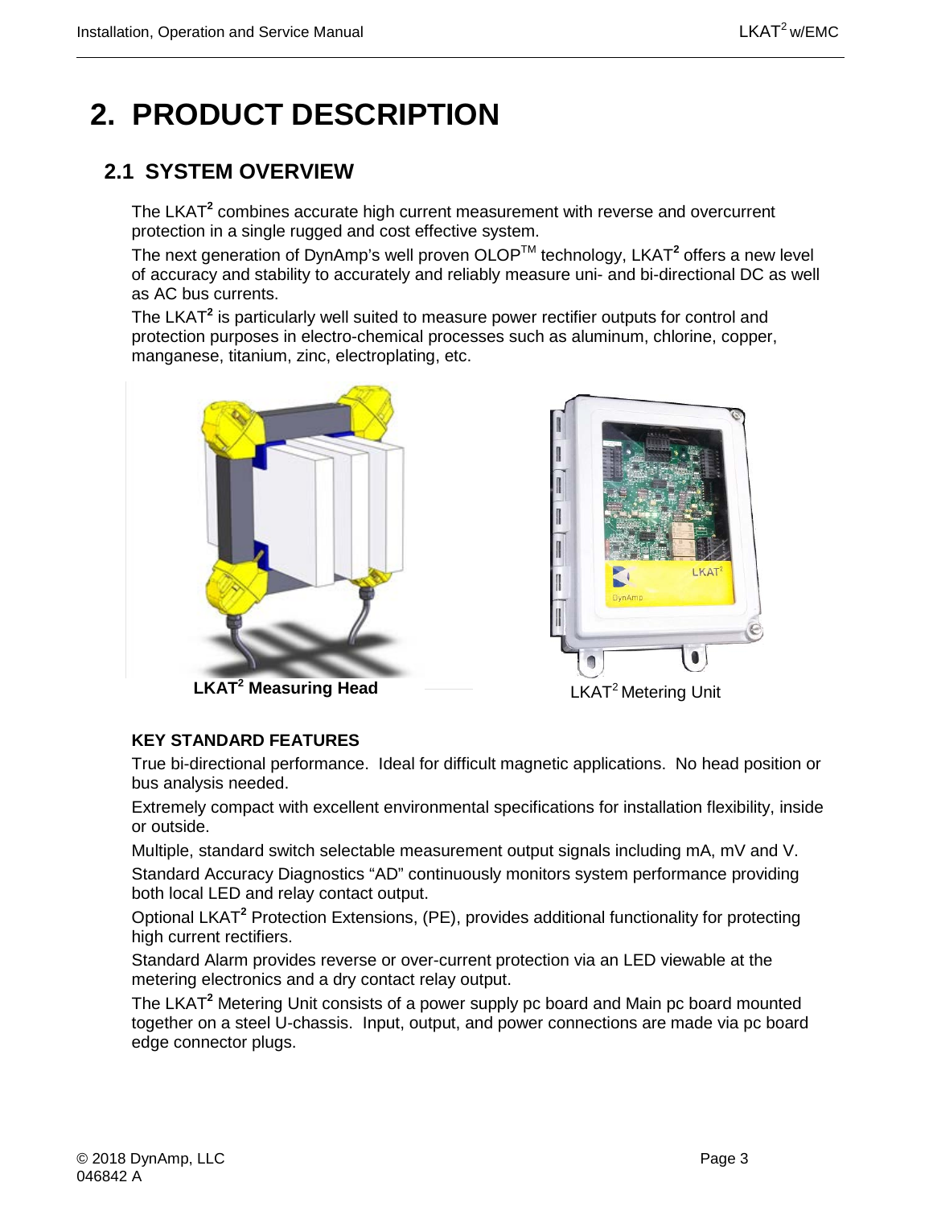# 2. PRODUCT DESCRIPTION

## 2.1 SYSTEM OVERVIEW

The LKAT$^2$ combines accurate high current measurement with reverse and overcurrent protection in a single rugged and cost effective system.

The next generation of DynAmp's well proven OLOP™ technology, LKAT$^2$ offers a new level of accuracy and stability to accurately and reliably measure uni- and bi-directional DC as well as AC bus currents.

The LKAT$^2$ is particularly well suited to measure power rectifier outputs for control and protection purposes in electro-chemical processes such as aluminum, chlorine, copper, manganese, titanium, zinc, electroplating, etc.

**LKAT$^2$ Measuring Head**

LKAT$^2$ Metering Unit

**KEY STANDARD FEATURES**

True bi-directional performance. Ideal for difficult magnetic applications. No head position or bus analysis needed.

Extremely compact with excellent environmental specifications for installation flexibility, inside or outside.

Multiple, standard switch selectable measurement output signals including mA, mV and V.

Standard Accuracy Diagnostics "AD" continuously monitors system performance providing both local LED and relay contact output.

Optional LKAT$^2$ Protection Extensions, (PE), provides additional functionality for protecting high current rectifiers.

Standard Alarm provides reverse or over-current protection via an LED viewable at the metering electronics and a dry contact relay output.

The LKAT$^2$ Metering Unit consists of a power supply pc board and Main pc board mounted together on a steel U-chassis. Input, output, and power connections are made via pc board edge connector plugs.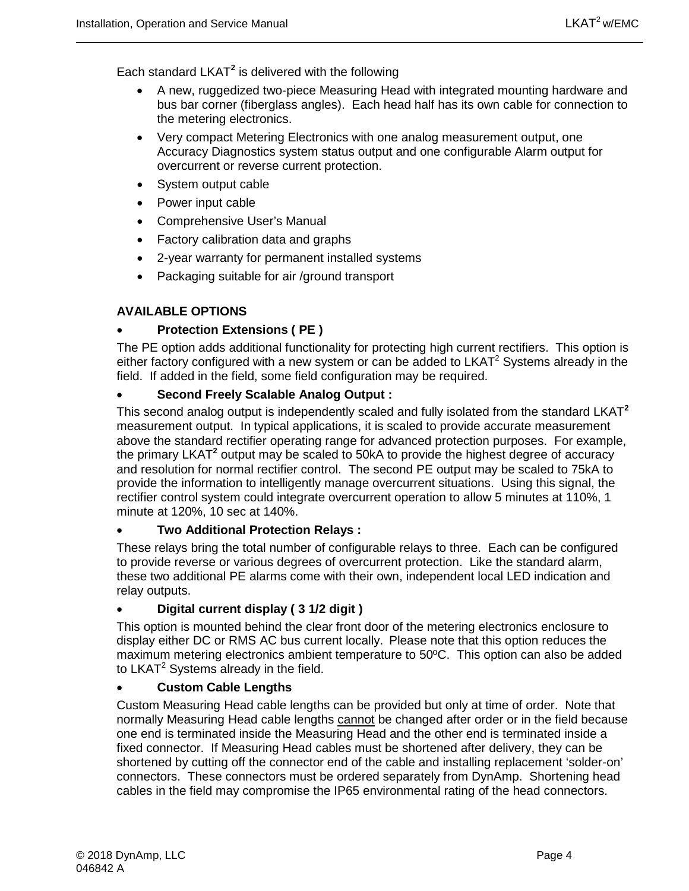Each standard LKAT**²** is delivered with the following

- A new, ruggedized two-piece Measuring Head with integrated mounting hardware and bus bar corner (fiberglass angles). Each head half has its own cable for connection to the metering electronics.
- Very compact Metering Electronics with one analog measurement output, one Accuracy Diagnostics system status output and one configurable Alarm output for overcurrent or reverse current protection.
- System output cable
- Power input cable
- Comprehensive User's Manual
- Factory calibration data and graphs
- 2-year warranty for permanent installed systems
- Packaging suitable for air /ground transport

**AVAILABLE OPTIONS**

- **Protection Extensions ( PE )**

The PE option adds additional functionality for protecting high current rectifiers. This option is either factory configured with a new system or can be added to LKAT² Systems already in the field. If added in the field, some field configuration may be required.

- **Second Freely Scalable Analog Output :**

This second analog output is independently scaled and fully isolated from the standard LKAT**²** measurement output. In typical applications, it is scaled to provide accurate measurement above the standard rectifier operating range for advanced protection purposes. For example, the primary LKAT**²** output may be scaled to 50kA to provide the highest degree of accuracy and resolution for normal rectifier control. The second PE output may be scaled to 75kA to provide the information to intelligently manage overcurrent situations. Using this signal, the rectifier control system could integrate overcurrent operation to allow 5 minutes at 110%, 1 minute at 120%, 10 sec at 140%.

- **Two Additional Protection Relays :**

These relays bring the total number of configurable relays to three. Each can be configured to provide reverse or various degrees of overcurrent protection. Like the standard alarm, these two additional PE alarms come with their own, independent local LED indication and relay outputs.

- **Digital current display ( 3 1/2 digit )**

This option is mounted behind the clear front door of the metering electronics enclosure to display either DC or RMS AC bus current locally. Please note that this option reduces the maximum metering electronics ambient temperature to 50ºC. This option can also be added to LKAT² Systems already in the field.

- **Custom Cable Lengths**

Custom Measuring Head cable lengths can be provided but only at time of order. Note that normally Measuring Head cable lengths <u>cannot</u> be changed after order or in the field because one end is terminated inside the Measuring Head and the other end is terminated inside a fixed connector. If Measuring Head cables must be shortened after delivery, they can be shortened by cutting off the connector end of the cable and installing replacement 'solder-on' connectors. These connectors must be ordered separately from DynAmp. Shortening head cables in the field may compromise the IP65 environmental rating of the head connectors.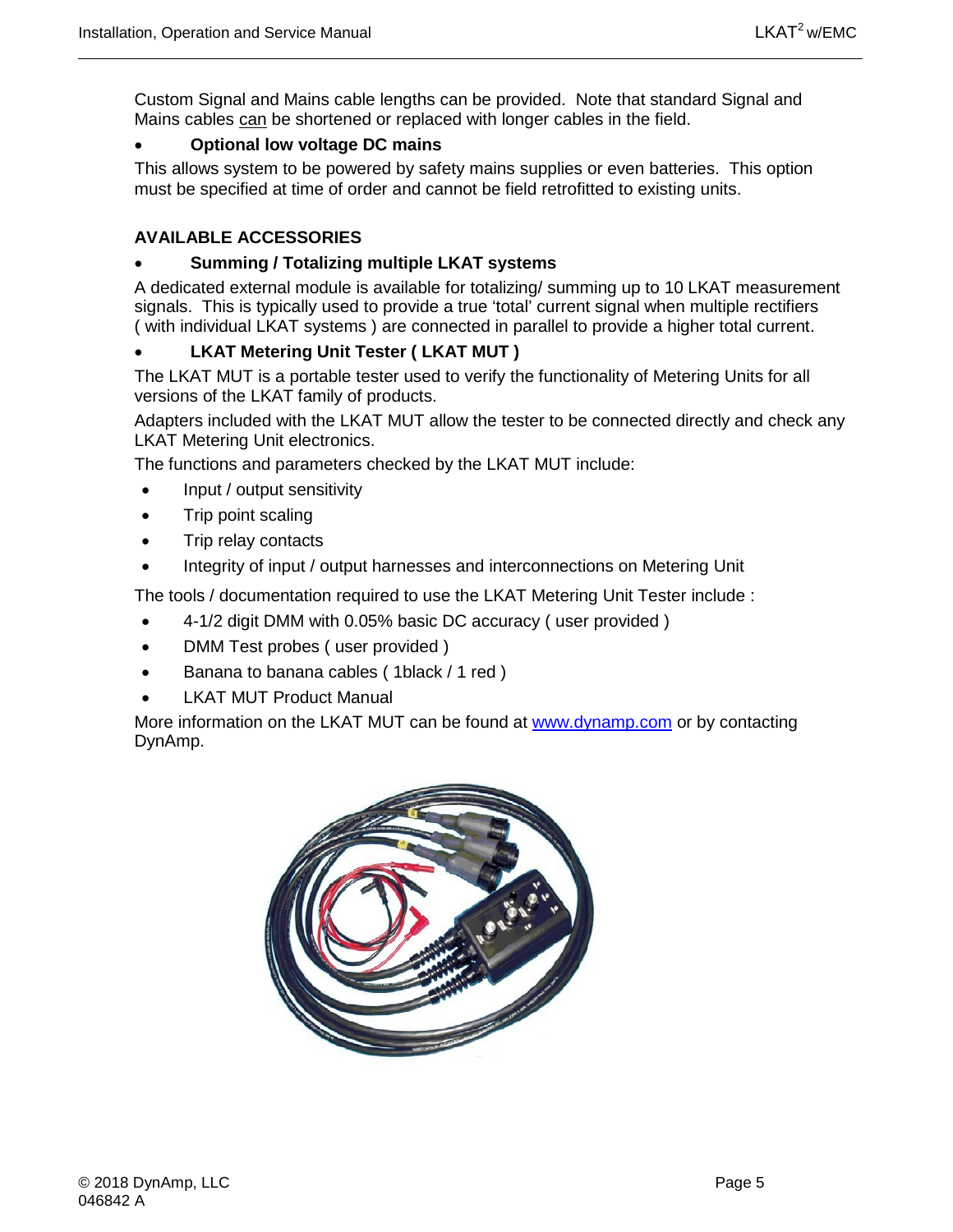Custom Signal and Mains cable lengths can be provided. Note that standard Signal and Mains cables can be shortened or replaced with longer cables in the field.

- **Optional low voltage DC mains**

This allows system to be powered by safety mains supplies or even batteries. This option must be specified at time of order and cannot be field retrofitted to existing units.

## AVAILABLE ACCESSORIES

- **Summing / Totalizing multiple LKAT systems**

A dedicated external module is available for totalizing/ summing up to 10 LKAT measurement signals. This is typically used to provide a true 'total' current signal when multiple rectifiers ( with individual LKAT systems ) are connected in parallel to provide a higher total current.

- **LKAT Metering Unit Tester ( LKAT MUT )**

The LKAT MUT is a portable tester used to verify the functionality of Metering Units for all versions of the LKAT family of products.

Adapters included with the LKAT MUT allow the tester to be connected directly and check any LKAT Metering Unit electronics.

The functions and parameters checked by the LKAT MUT include:

- Input / output sensitivity
- Trip point scaling
- Trip relay contacts
- Integrity of input / output harnesses and interconnections on Metering Unit

The tools / documentation required to use the LKAT Metering Unit Tester include :

- 4-1/2 digit DMM with 0.05% basic DC accuracy ( user provided )
- DMM Test probes ( user provided )
- Banana to banana cables ( 1black / 1 red )
- LKAT MUT Product Manual

More information on the LKAT MUT can be found at www.dynamp.com or by contacting DynAmp.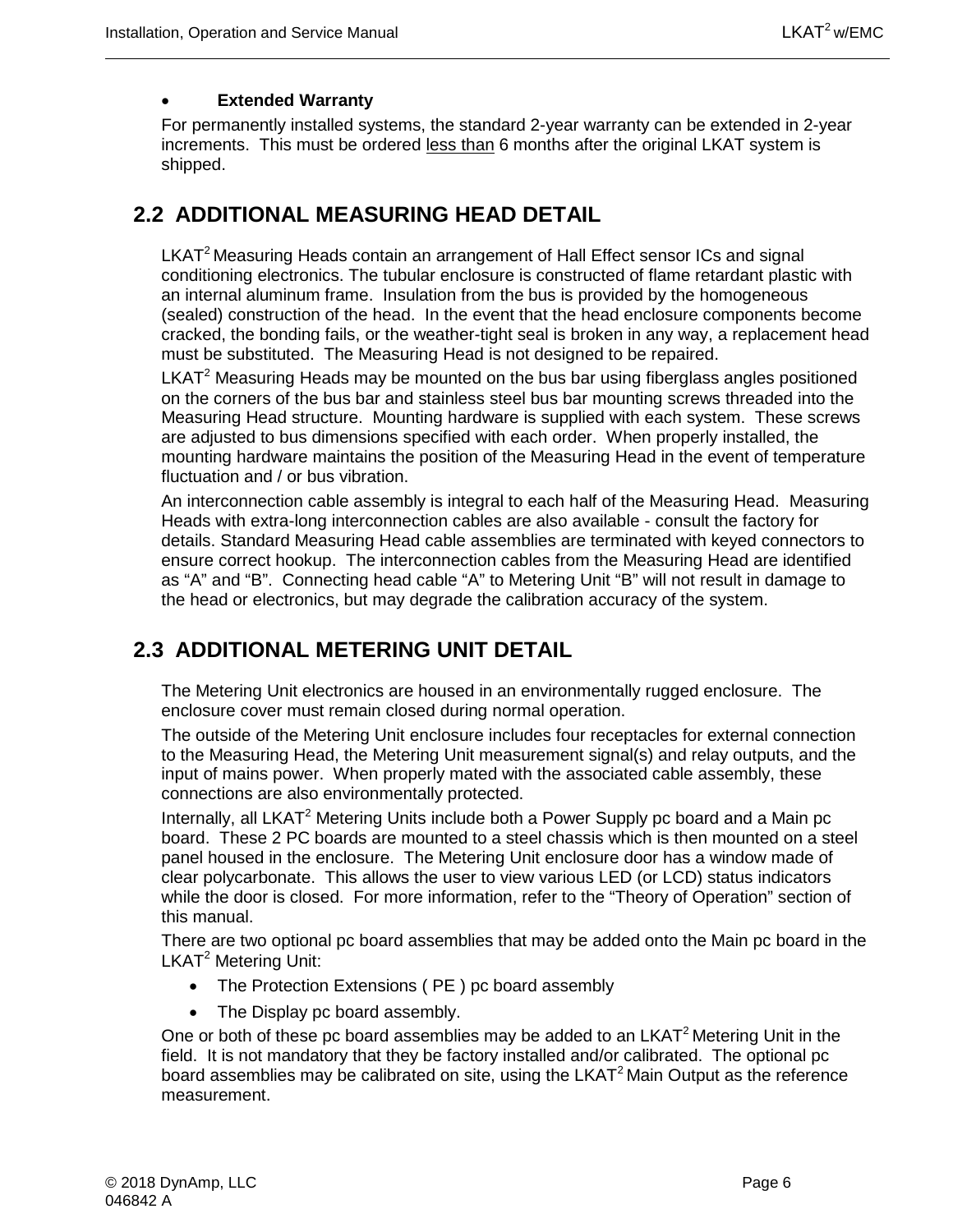- **Extended Warranty**

For permanently installed systems, the standard 2-year warranty can be extended in 2-year increments. This must be ordered <u>less than</u> 6 months after the original LKAT system is shipped.

## 2.2 ADDITIONAL MEASURING HEAD DETAIL

$LKAT^2$ Measuring Heads contain an arrangement of Hall Effect sensor ICs and signal conditioning electronics. The tubular enclosure is constructed of flame retardant plastic with an internal aluminum frame. Insulation from the bus is provided by the homogeneous (sealed) construction of the head. In the event that the head enclosure components become cracked, the bonding fails, or the weather-tight seal is broken in any way, a replacement head must be substituted. The Measuring Head is not designed to be repaired.

$LKAT^2$ Measuring Heads may be mounted on the bus bar using fiberglass angles positioned on the corners of the bus bar and stainless steel bus bar mounting screws threaded into the Measuring Head structure. Mounting hardware is supplied with each system. These screws are adjusted to bus dimensions specified with each order. When properly installed, the mounting hardware maintains the position of the Measuring Head in the event of temperature fluctuation and / or bus vibration.

An interconnection cable assembly is integral to each half of the Measuring Head. Measuring Heads with extra-long interconnection cables are also available - consult the factory for details. Standard Measuring Head cable assemblies are terminated with keyed connectors to ensure correct hookup. The interconnection cables from the Measuring Head are identified as “A” and “B”. Connecting head cable “A” to Metering Unit “B” will not result in damage to the head or electronics, but may degrade the calibration accuracy of the system.

## 2.3 ADDITIONAL METERING UNIT DETAIL

The Metering Unit electronics are housed in an environmentally rugged enclosure. The enclosure cover must remain closed during normal operation.

The outside of the Metering Unit enclosure includes four receptacles for external connection to the Measuring Head, the Metering Unit measurement signal(s) and relay outputs, and the input of mains power. When properly mated with the associated cable assembly, these connections are also environmentally protected.

Internally, all $LKAT^2$ Metering Units include both a Power Supply pc board and a Main pc board. These 2 PC boards are mounted to a steel chassis which is then mounted on a steel panel housed in the enclosure. The Metering Unit enclosure door has a window made of clear polycarbonate. This allows the user to view various LED (or LCD) status indicators while the door is closed. For more information, refer to the “Theory of Operation” section of this manual.

There are two optional pc board assemblies that may be added onto the Main pc board in the $LKAT^2$ Metering Unit:

- The Protection Extensions ( PE ) pc board assembly
- The Display pc board assembly.

One or both of these pc board assemblies may be added to an $LKAT^2$ Metering Unit in the field. It is not mandatory that they be factory installed and/or calibrated. The optional pc board assemblies may be calibrated on site, using the $LKAT^2$ Main Output as the reference measurement.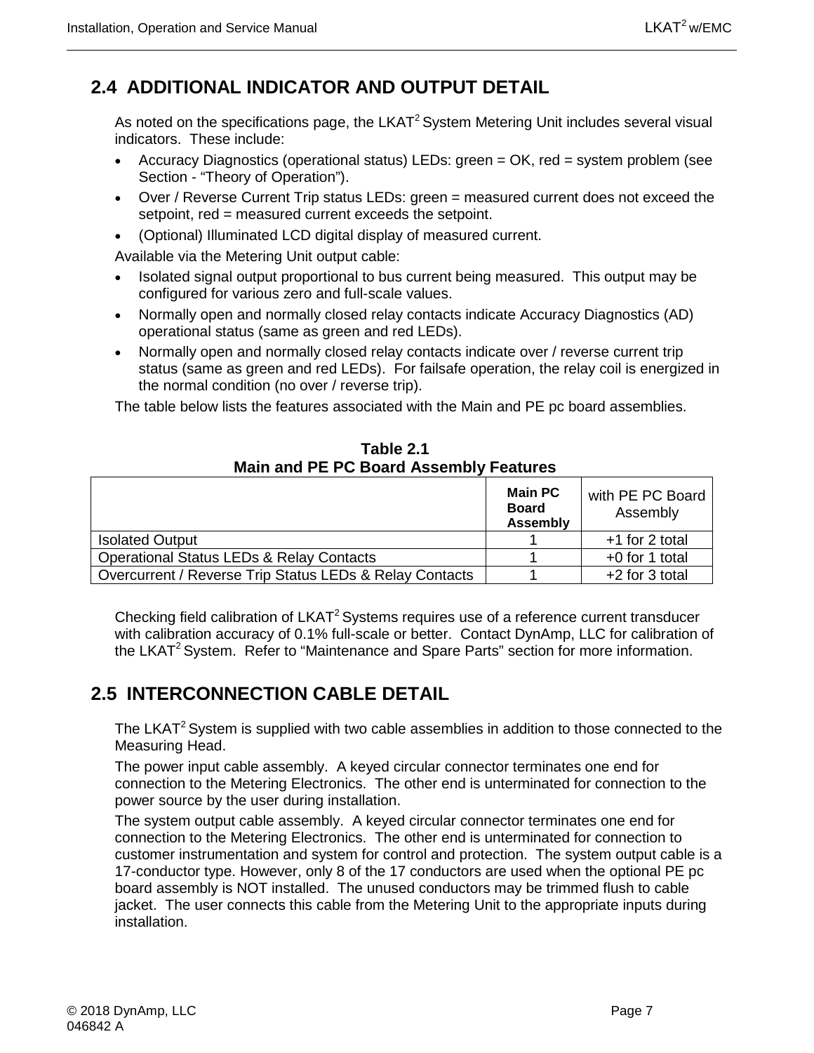## 2.4 ADDITIONAL INDICATOR AND OUTPUT DETAIL

As noted on the specifications page, the LKAT$^2$ System Metering Unit includes several visual indicators. These include:

- Accuracy Diagnostics (operational status) LEDs: green = OK, red = system problem (see Section - "Theory of Operation").
- Over / Reverse Current Trip status LEDs: green = measured current does not exceed the setpoint, red = measured current exceeds the setpoint.
- (Optional) Illuminated LCD digital display of measured current.

Available via the Metering Unit output cable:

- Isolated signal output proportional to bus current being measured. This output may be configured for various zero and full-scale values.
- Normally open and normally closed relay contacts indicate Accuracy Diagnostics (AD) operational status (same as green and red LEDs).
- Normally open and normally closed relay contacts indicate over / reverse current trip status (same as green and red LEDs). For failsafe operation, the relay coil is energized in the normal condition (no over / reverse trip).

The table below lists the features associated with the Main and PE pc board assemblies.

**Table 2.1**
**Main and PE PC Board Assembly Features**

| | **Main PC Board Assembly** | with PE PC Board Assembly |
|---|---|---|
| Isolated Output | 1 | +1 for 2 total |
| Operational Status LEDs & Relay Contacts | 1 | +0 for 1 total |
| Overcurrent / Reverse Trip Status LEDs & Relay Contacts | 1 | +2 for 3 total |

Checking field calibration of LKAT$^2$ Systems requires use of a reference current transducer with calibration accuracy of 0.1% full-scale or better. Contact DynAmp, LLC for calibration of the LKAT$^2$ System. Refer to "Maintenance and Spare Parts" section for more information.

## 2.5 INTERCONNECTION CABLE DETAIL

The LKAT$^2$ System is supplied with two cable assemblies in addition to those connected to the Measuring Head.

The power input cable assembly. A keyed circular connector terminates one end for connection to the Metering Electronics. The other end is unterminated for connection to the power source by the user during installation.

The system output cable assembly. A keyed circular connector terminates one end for connection to the Metering Electronics. The other end is unterminated for connection to customer instrumentation and system for control and protection. The system output cable is a 17-conductor type. However, only 8 of the 17 conductors are used when the optional PE pc board assembly is NOT installed. The unused conductors may be trimmed flush to cable jacket. The user connects this cable from the Metering Unit to the appropriate inputs during installation.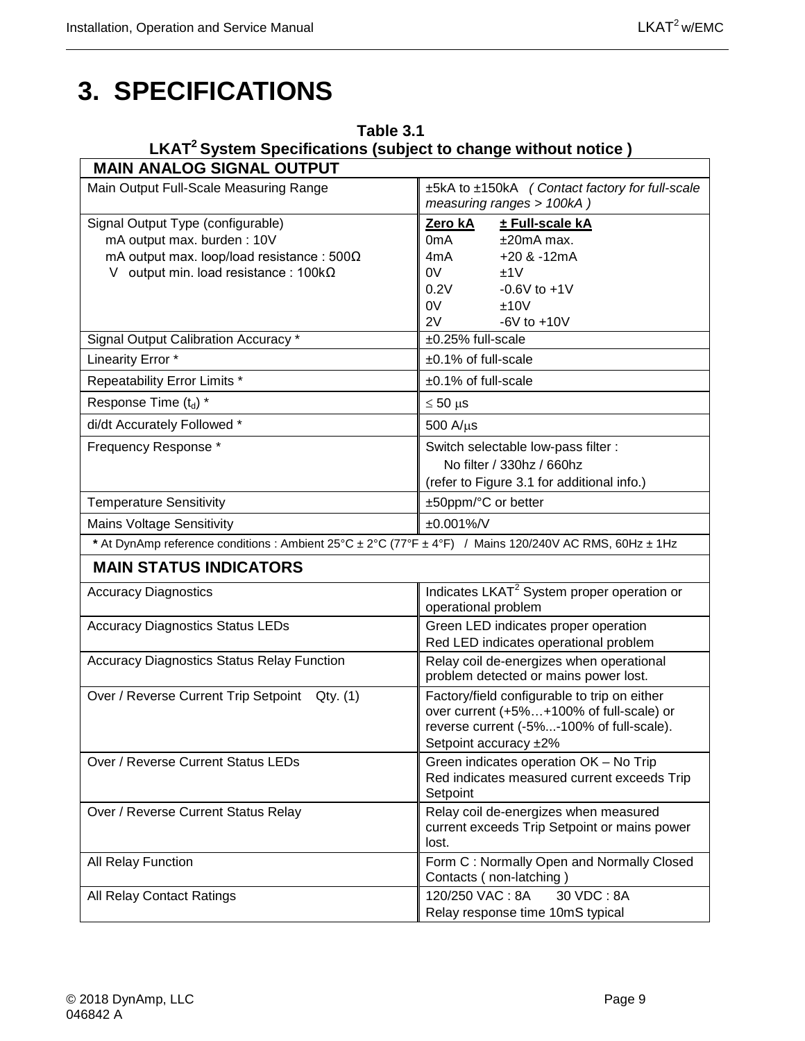# 3. SPECIFICATIONS

**Table 3.1**
**LKAT[2] System Specifications (subject to change without notice )**

| **MAIN ANALOG SIGNAL OUTPUT** | |
|---|---|
| Main Output Full-Scale Measuring Range | ±5kA to ±150kA *( Contact factory for full-scale measuring ranges > 100kA )* |
| Signal Output Type (configurable)<br>mA output max. burden : 10V<br>mA output max. loop/load resistance : 500Ω<br>V output min. load resistance : 100kΩ | **Zero kA** — **± Full-scale kA**<br>0mA — ±20mA max.<br>4mA — +20 & -12mA<br>0V — ±1V<br>0.2V — -0.6V to +1V<br>0V — ±10V<br>2V — -6V to +10V |
| Signal Output Calibration Accuracy * | ±0.25% full-scale |
| Linearity Error * | ±0.1% of full-scale |
| Repeatability Error Limits * | ±0.1% of full-scale |
| Response Time ($t_d$) * | ≤ 50 μs |
| di/dt Accurately Followed * | 500 A/μs |
| Frequency Response * | Switch selectable low-pass filter :<br>No filter / 330hz / 660hz<br>(refer to Figure 3.1 for additional info.) |
| Temperature Sensitivity | ±50ppm/°C or better |
| Mains Voltage Sensitivity | ±0.001%/V |
| **\*** At DynAmp reference conditions : Ambient 25°C ± 2°C (77°F ± 4°F) / Mains 120/240V AC RMS, 60Hz ± 1Hz | |
| **MAIN STATUS INDICATORS** | |
| Accuracy Diagnostics | Indicates LKAT[2] System proper operation or operational problem |
| Accuracy Diagnostics Status LEDs | Green LED indicates proper operation<br>Red LED indicates operational problem |
| Accuracy Diagnostics Status Relay Function | Relay coil de-energizes when operational problem detected or mains power lost. |
| Over / Reverse Current Trip Setpoint Qty. (1) | Factory/field configurable to trip on either over current (+5%…+100% of full-scale) or reverse current (-5%...-100% of full-scale). Setpoint accuracy ±2% |
| Over / Reverse Current Status LEDs | Green indicates operation OK – No Trip<br>Red indicates measured current exceeds Trip Setpoint |
| Over / Reverse Current Status Relay | Relay coil de-energizes when measured current exceeds Trip Setpoint or mains power lost. |
| All Relay Function | Form C : Normally Open and Normally Closed Contacts ( non-latching ) |
| All Relay Contact Ratings | 120/250 VAC : 8A 30 VDC : 8A<br>Relay response time 10mS typical |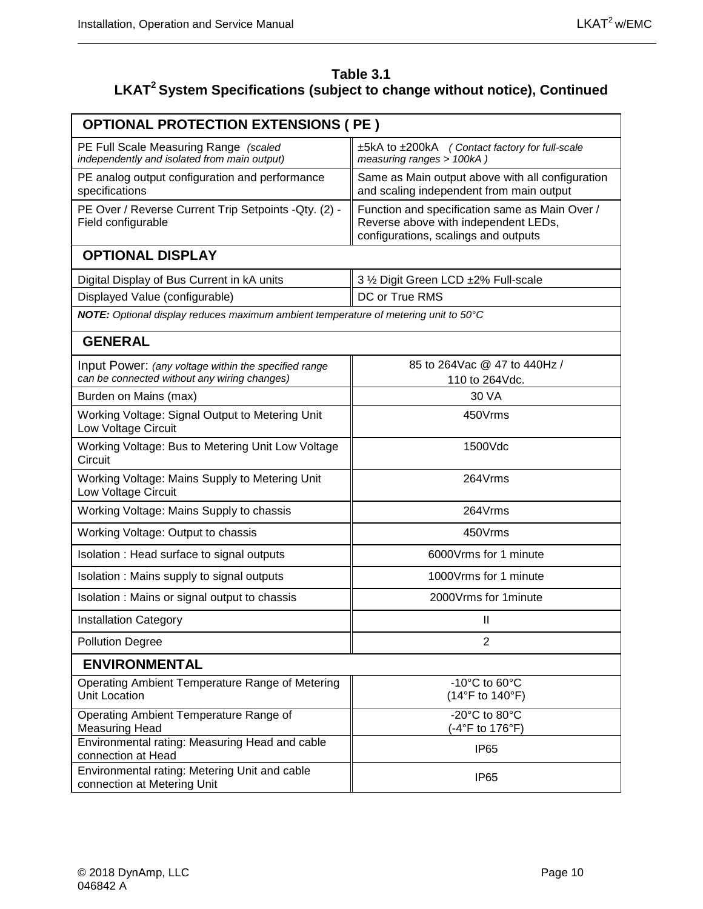## Table 3.1
## LKAT[2] System Specifications (subject to change without notice), Continued

| OPTIONAL PROTECTION EXTENSIONS ( PE ) | |
|---|---|
| PE Full Scale Measuring Range *(scaled independently and isolated from main output)* | ±5kA to ±200kA *( Contact factory for full-scale measuring ranges > 100kA )* |
| PE analog output configuration and performance specifications | Same as Main output above with all configuration and scaling independent from main output |
| PE Over / Reverse Current Trip Setpoints -Qty. (2) - Field configurable | Function and specification same as Main Over / Reverse above with independent LEDs, configurations, scalings and outputs |
| **OPTIONAL DISPLAY** | |
| Digital Display of Bus Current in kA units | 3 ½ Digit Green LCD ±2% Full-scale |
| Displayed Value (configurable) | DC or True RMS |
| ***NOTE:*** *Optional display reduces maximum ambient temperature of metering unit to 50°C* | |
| **GENERAL** | |
| Input Power: *(any voltage within the specified range can be connected without any wiring changes)* | 85 to 264Vac @ 47 to 440Hz / 110 to 264Vdc. |
| Burden on Mains (max) | 30 VA |
| Working Voltage: Signal Output to Metering Unit Low Voltage Circuit | 450Vrms |
| Working Voltage: Bus to Metering Unit Low Voltage Circuit | 1500Vdc |
| Working Voltage: Mains Supply to Metering Unit Low Voltage Circuit | 264Vrms |
| Working Voltage: Mains Supply to chassis | 264Vrms |
| Working Voltage: Output to chassis | 450Vrms |
| Isolation : Head surface to signal outputs | 6000Vrms for 1 minute |
| Isolation : Mains supply to signal outputs | 1000Vrms for 1 minute |
| Isolation : Mains or signal output to chassis | 2000Vrms for 1minute |
| Installation Category | II |
| Pollution Degree | 2 |
| **ENVIRONMENTAL** | |
| Operating Ambient Temperature Range of Metering Unit Location | -10°C to 60°C (14°F to 140°F) |
| Operating Ambient Temperature Range of Measuring Head | -20°C to 80°C (-4°F to 176°F) |
| Environmental rating: Measuring Head and cable connection at Head | IP65 |
| Environmental rating: Metering Unit and cable connection at Metering Unit | IP65 |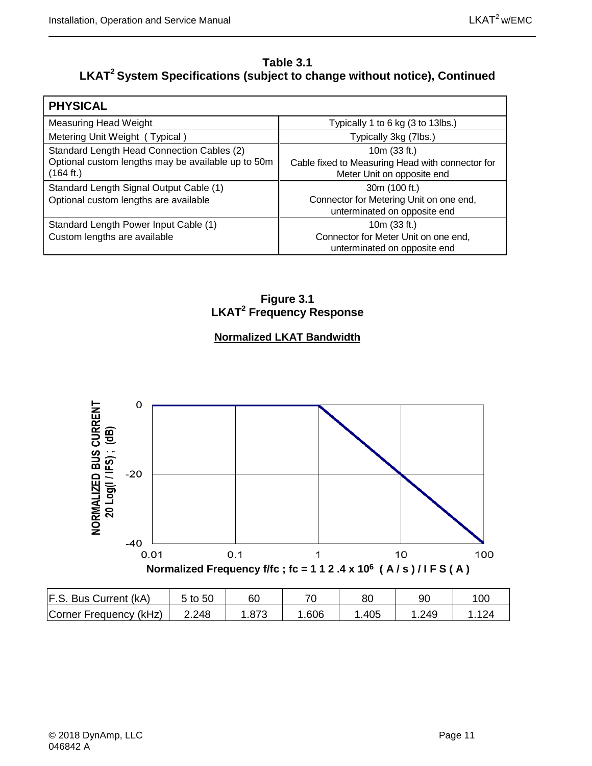**Table 3.1**
**LKAT² System Specifications (subject to change without notice), Continued**

| PHYSICAL | |
|---|---|
| Measuring Head Weight | Typically 1 to 6 kg (3 to 13lbs.) |
| Metering Unit Weight ( Typical ) | Typically 3kg (7lbs.) |
| Standard Length Head Connection Cables (2)<br>Optional custom lengths may be available up to 50m (164 ft.) | 10m (33 ft.)<br>Cable fixed to Measuring Head with connector for Meter Unit on opposite end |
| Standard Length Signal Output Cable (1)<br>Optional custom lengths are available | 30m (100 ft.)<br>Connector for Metering Unit on one end, unterminated on opposite end |
| Standard Length Power Input Cable (1)<br>Custom lengths are available | 10m (33 ft.)<br>Connector for Meter Unit on one end, unterminated on opposite end |

**Figure 3.1**
**LKAT² Frequency Response**

**Normalized LKAT Bandwidth**

NORMALIZED BUS CURRENT 20 Log(I / IFS) ; (dB)

Normalized Frequency f/fc ; fc = 1 1 2 .4 x $10^6$ ( A / s ) / I F S ( A )

| F.S. Bus Current (kA) | 5 to 50 | 60 | 70 | 80 | 90 | 100 |
|---|---|---|---|---|---|---|
| Corner Frequency (kHz) | 2.248 | 1.873 | 1.606 | 1.405 | 1.249 | 1.124 |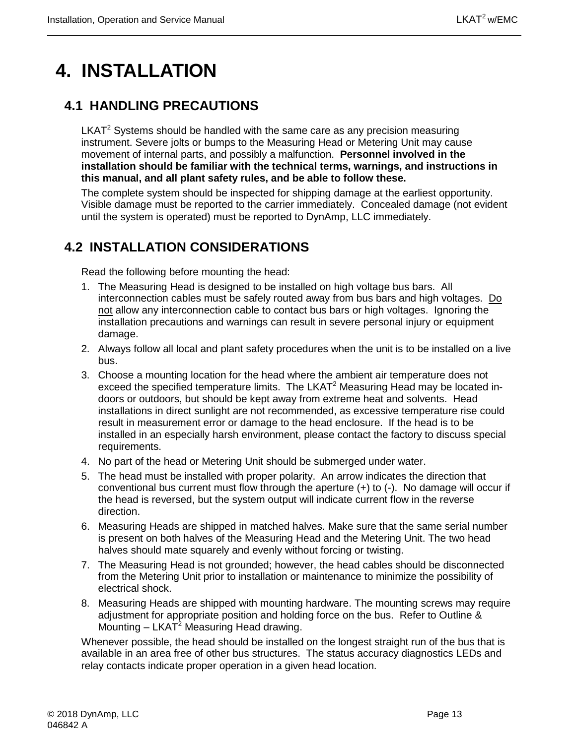# 4. INSTALLATION

## 4.1 HANDLING PRECAUTIONS

LKAT$^2$ Systems should be handled with the same care as any precision measuring instrument. Severe jolts or bumps to the Measuring Head or Metering Unit may cause movement of internal parts, and possibly a malfunction. **Personnel involved in the installation should be familiar with the technical terms, warnings, and instructions in this manual, and all plant safety rules, and be able to follow these.**

The complete system should be inspected for shipping damage at the earliest opportunity. Visible damage must be reported to the carrier immediately. Concealed damage (not evident until the system is operated) must be reported to DynAmp, LLC immediately.

## 4.2 INSTALLATION CONSIDERATIONS

Read the following before mounting the head:

1. The Measuring Head is designed to be installed on high voltage bus bars. All interconnection cables must be safely routed away from bus bars and high voltages. <u>Do not</u> allow any interconnection cable to contact bus bars or high voltages. Ignoring the installation precautions and warnings can result in severe personal injury or equipment damage.
2. Always follow all local and plant safety procedures when the unit is to be installed on a live bus.
3. Choose a mounting location for the head where the ambient air temperature does not exceed the specified temperature limits. The LKAT$^2$ Measuring Head may be located in-doors or outdoors, but should be kept away from extreme heat and solvents. Head installations in direct sunlight are not recommended, as excessive temperature rise could result in measurement error or damage to the head enclosure. If the head is to be installed in an especially harsh environment, please contact the factory to discuss special requirements.
4. No part of the head or Metering Unit should be submerged under water.
5. The head must be installed with proper polarity. An arrow indicates the direction that conventional bus current must flow through the aperture (+) to (-). No damage will occur if the head is reversed, but the system output will indicate current flow in the reverse direction.
6. Measuring Heads are shipped in matched halves. Make sure that the same serial number is present on both halves of the Measuring Head and the Metering Unit. The two head halves should mate squarely and evenly without forcing or twisting.
7. The Measuring Head is not grounded; however, the head cables should be disconnected from the Metering Unit prior to installation or maintenance to minimize the possibility of electrical shock.
8. Measuring Heads are shipped with mounting hardware. The mounting screws may require adjustment for appropriate position and holding force on the bus. Refer to Outline & Mounting – LKAT$^2$ Measuring Head drawing.

Whenever possible, the head should be installed on the longest straight run of the bus that is available in an area free of other bus structures. The status accuracy diagnostics LEDs and relay contacts indicate proper operation in a given head location.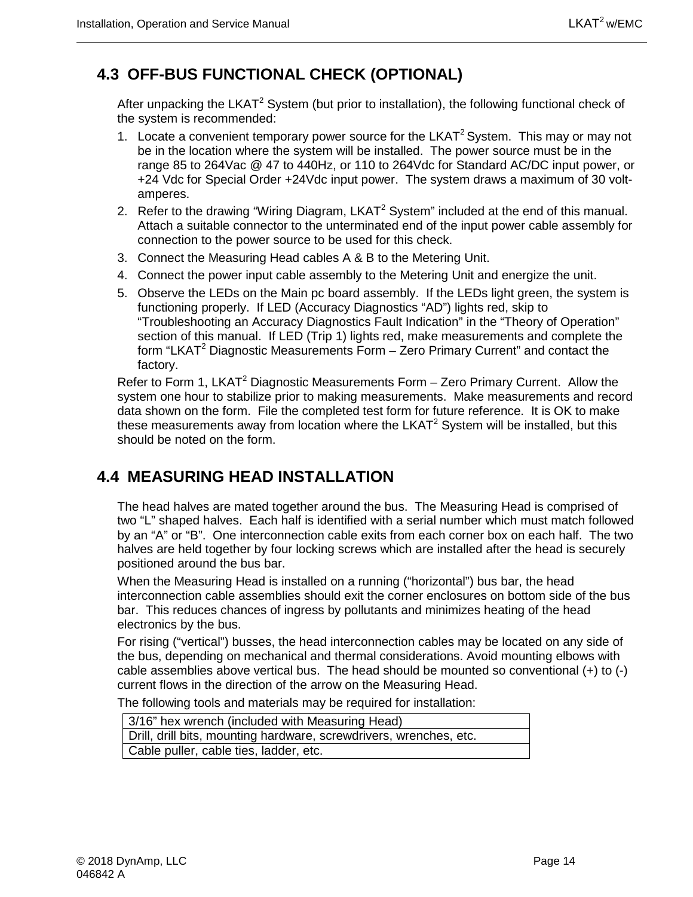## 4.3 OFF-BUS FUNCTIONAL CHECK (OPTIONAL)

After unpacking the LKAT$^2$ System (but prior to installation), the following functional check of the system is recommended:

1. Locate a convenient temporary power source for the LKAT$^2$ System. This may or may not be in the location where the system will be installed. The power source must be in the range 85 to 264Vac @ 47 to 440Hz, or 110 to 264Vdc for Standard AC/DC input power, or +24 Vdc for Special Order +24Vdc input power. The system draws a maximum of 30 volt-amperes.
2. Refer to the drawing "Wiring Diagram, LKAT$^2$ System" included at the end of this manual. Attach a suitable connector to the unterminated end of the input power cable assembly for connection to the power source to be used for this check.
3. Connect the Measuring Head cables A & B to the Metering Unit.
4. Connect the power input cable assembly to the Metering Unit and energize the unit.
5. Observe the LEDs on the Main pc board assembly. If the LEDs light green, the system is functioning properly. If LED (Accuracy Diagnostics "AD") lights red, skip to "Troubleshooting an Accuracy Diagnostics Fault Indication" in the "Theory of Operation" section of this manual. If LED (Trip 1) lights red, make measurements and complete the form "LKAT$^2$ Diagnostic Measurements Form – Zero Primary Current" and contact the factory.

Refer to Form 1, LKAT$^2$ Diagnostic Measurements Form – Zero Primary Current. Allow the system one hour to stabilize prior to making measurements. Make measurements and record data shown on the form. File the completed test form for future reference. It is OK to make these measurements away from location where the LKAT$^2$ System will be installed, but this should be noted on the form.

## 4.4 MEASURING HEAD INSTALLATION

The head halves are mated together around the bus. The Measuring Head is comprised of two "L" shaped halves. Each half is identified with a serial number which must match followed by an "A" or "B". One interconnection cable exits from each corner box on each half. The two halves are held together by four locking screws which are installed after the head is securely positioned around the bus bar.

When the Measuring Head is installed on a running ("horizontal") bus bar, the head interconnection cable assemblies should exit the corner enclosures on bottom side of the bus bar. This reduces chances of ingress by pollutants and minimizes heating of the head electronics by the bus.

For rising ("vertical") busses, the head interconnection cables may be located on any side of the bus, depending on mechanical and thermal considerations. Avoid mounting elbows with cable assemblies above vertical bus. The head should be mounted so conventional (+) to (-) current flows in the direction of the arrow on the Measuring Head.

The following tools and materials may be required for installation:

| 3/16" hex wrench (included with Measuring Head) |
| --- |
| Drill, drill bits, mounting hardware, screwdrivers, wrenches, etc. |
| Cable puller, cable ties, ladder, etc. |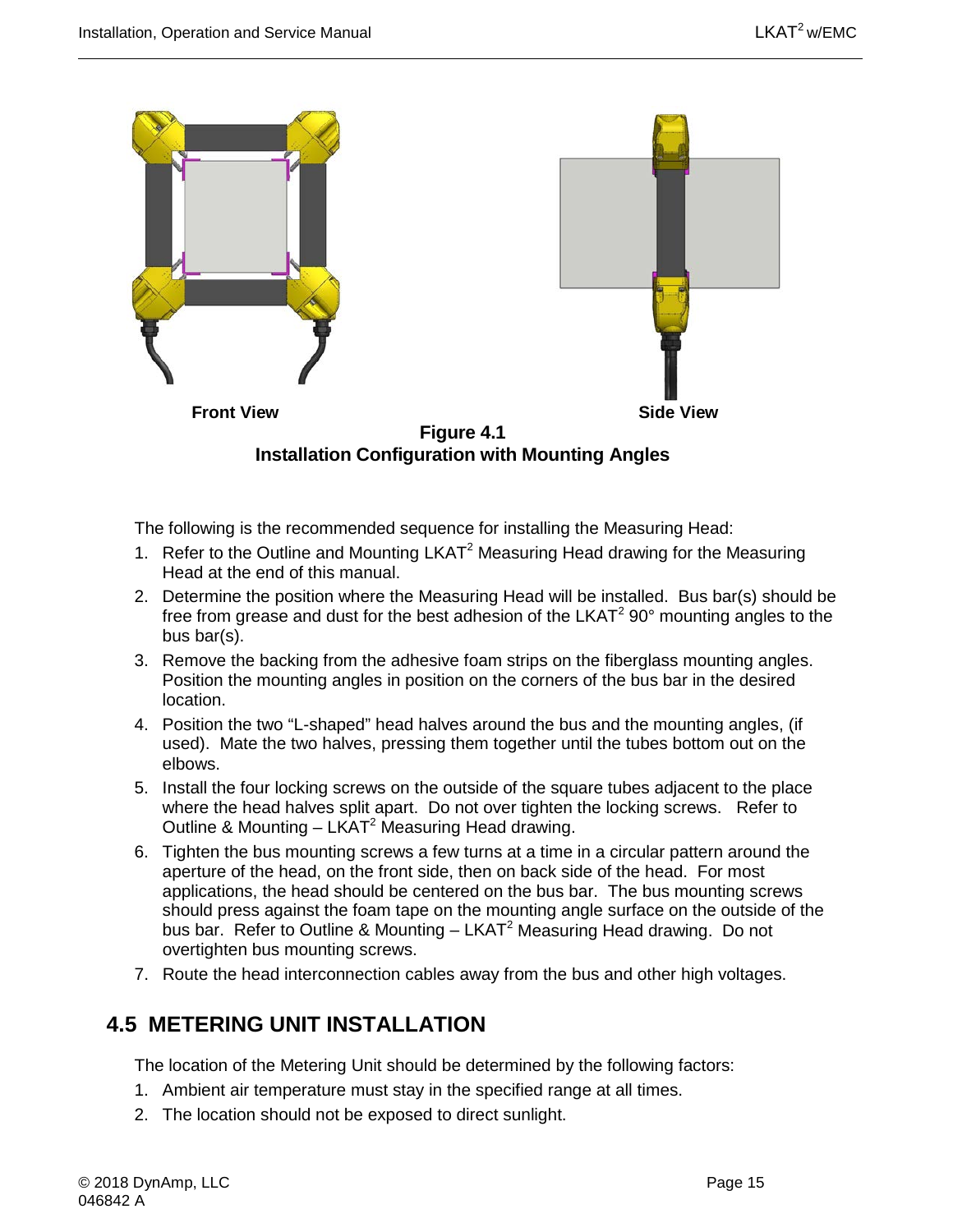Front View

Side View

**Figure 4.1**
**Installation Configuration with Mounting Angles**

The following is the recommended sequence for installing the Measuring Head:

1. Refer to the Outline and Mounting LKAT$^2$ Measuring Head drawing for the Measuring Head at the end of this manual.
2. Determine the position where the Measuring Head will be installed. Bus bar(s) should be free from grease and dust for the best adhesion of the LKAT$^2$ 90° mounting angles to the bus bar(s).
3. Remove the backing from the adhesive foam strips on the fiberglass mounting angles. Position the mounting angles in position on the corners of the bus bar in the desired location.
4. Position the two "L-shaped" head halves around the bus and the mounting angles, (if used). Mate the two halves, pressing them together until the tubes bottom out on the elbows.
5. Install the four locking screws on the outside of the square tubes adjacent to the place where the head halves split apart. Do not over tighten the locking screws. Refer to Outline & Mounting – LKAT$^2$ Measuring Head drawing.
6. Tighten the bus mounting screws a few turns at a time in a circular pattern around the aperture of the head, on the front side, then on back side of the head. For most applications, the head should be centered on the bus bar. The bus mounting screws should press against the foam tape on the mounting angle surface on the outside of the bus bar. Refer to Outline & Mounting – LKAT$^2$ Measuring Head drawing. Do not overtighten bus mounting screws.
7. Route the head interconnection cables away from the bus and other high voltages.

## 4.5 METERING UNIT INSTALLATION

The location of the Metering Unit should be determined by the following factors:

1. Ambient air temperature must stay in the specified range at all times.
2. The location should not be exposed to direct sunlight.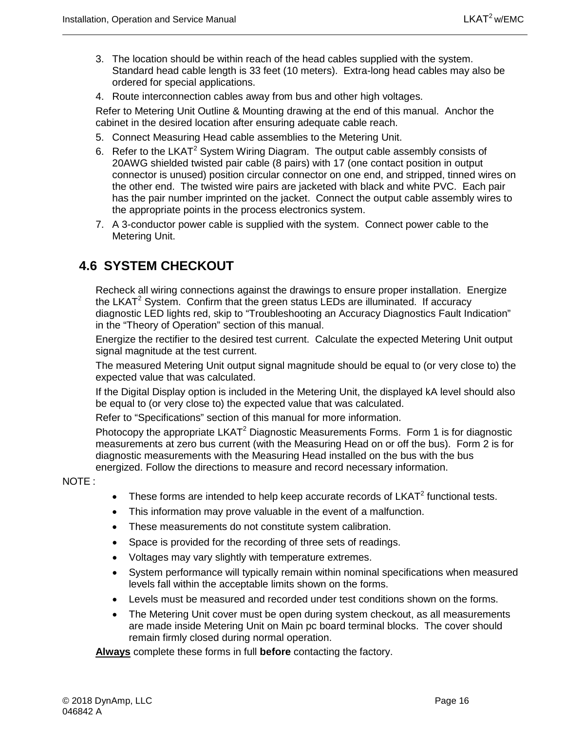3. The location should be within reach of the head cables supplied with the system. Standard head cable length is 33 feet (10 meters). Extra-long head cables may also be ordered for special applications.
4. Route interconnection cables away from bus and other high voltages.

Refer to Metering Unit Outline & Mounting drawing at the end of this manual. Anchor the cabinet in the desired location after ensuring adequate cable reach.

5. Connect Measuring Head cable assemblies to the Metering Unit.
6. Refer to the LKAT$^2$ System Wiring Diagram. The output cable assembly consists of 20AWG shielded twisted pair cable (8 pairs) with 17 (one contact position in output connector is unused) position circular connector on one end, and stripped, tinned wires on the other end. The twisted wire pairs are jacketed with black and white PVC. Each pair has the pair number imprinted on the jacket. Connect the output cable assembly wires to the appropriate points in the process electronics system.
7. A 3-conductor power cable is supplied with the system. Connect power cable to the Metering Unit.

## 4.6 SYSTEM CHECKOUT

Recheck all wiring connections against the drawings to ensure proper installation. Energize the LKAT$^2$ System. Confirm that the green status LEDs are illuminated. If accuracy diagnostic LED lights red, skip to “Troubleshooting an Accuracy Diagnostics Fault Indication” in the “Theory of Operation” section of this manual.

Energize the rectifier to the desired test current. Calculate the expected Metering Unit output signal magnitude at the test current.

The measured Metering Unit output signal magnitude should be equal to (or very close to) the expected value that was calculated.

If the Digital Display option is included in the Metering Unit, the displayed kA level should also be equal to (or very close to) the expected value that was calculated.

Refer to “Specifications” section of this manual for more information.

Photocopy the appropriate LKAT$^2$ Diagnostic Measurements Forms. Form 1 is for diagnostic measurements at zero bus current (with the Measuring Head on or off the bus). Form 2 is for diagnostic measurements with the Measuring Head installed on the bus with the bus energized. Follow the directions to measure and record necessary information.

NOTE :

- These forms are intended to help keep accurate records of LKAT$^2$ functional tests.
- This information may prove valuable in the event of a malfunction.
- These measurements do not constitute system calibration.
- Space is provided for the recording of three sets of readings.
- Voltages may vary slightly with temperature extremes.
- System performance will typically remain within nominal specifications when measured levels fall within the acceptable limits shown on the forms.
- Levels must be measured and recorded under test conditions shown on the forms.
- The Metering Unit cover must be open during system checkout, as all measurements are made inside Metering Unit on Main pc board terminal blocks. The cover should remain firmly closed during normal operation.

<u>**Always**</u> complete these forms in full **before** contacting the factory.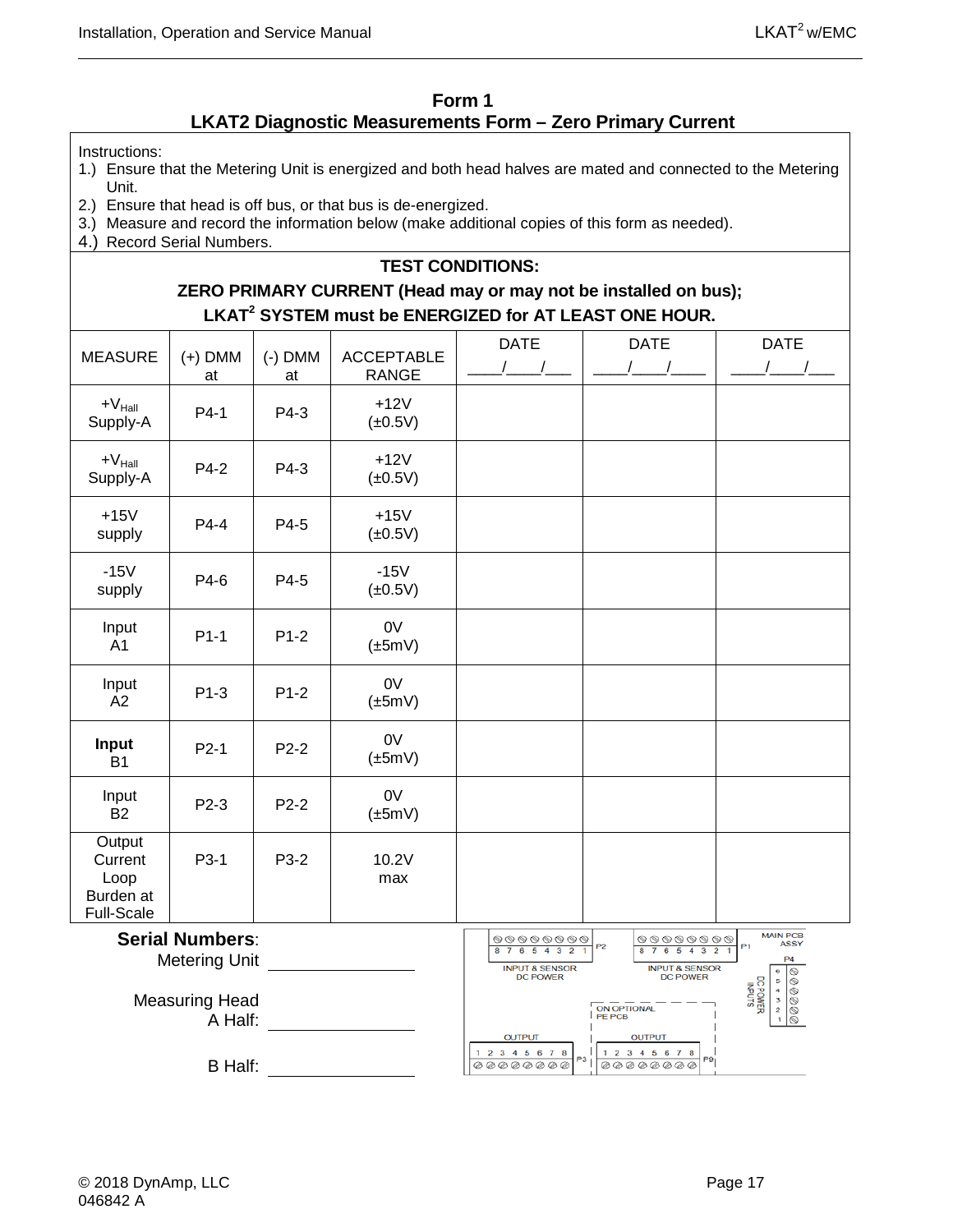## Form 1
## LKAT2 Diagnostic Measurements Form – Zero Primary Current

Instructions:

1.) Ensure that the Metering Unit is energized and both head halves are mated and connected to the Metering Unit.
2.) Ensure that head is off bus, or that bus is de-energized.
3.) Measure and record the information below (make additional copies of this form as needed).
4.) Record Serial Numbers.

**TEST CONDITIONS:**

**ZERO PRIMARY CURRENT (Head may or may not be installed on bus);**

**LKAT² SYSTEM must be ENERGIZED for AT LEAST ONE HOUR.**

| MEASURE | (+) DMM at | (-) DMM at | ACCEPTABLE RANGE | DATE ____/____/___ | DATE ____/____/____ | DATE ____/____/___ |
|---|---|---|---|---|---|---|
| $+V_{Hall}$ Supply-A | P4-1 | P4-3 | +12V (±0.5V) | | | |
| $+V_{Hall}$ Supply-A | P4-2 | P4-3 | +12V (±0.5V) | | | |
| +15V supply | P4-4 | P4-5 | +15V (±0.5V) | | | |
| -15V supply | P4-6 | P4-5 | -15V (±0.5V) | | | |
| Input A1 | P1-1 | P1-2 | 0V (±5mV) | | | |
| Input A2 | P1-3 | P1-2 | 0V (±5mV) | | | |
| **Input** B1 | P2-1 | P2-2 | 0V (±5mV) | | | |
| Input B2 | P2-3 | P2-2 | 0V (±5mV) | | | |
| Output Current Loop Burden at Full-Scale | P3-1 | P3-2 | 10.2V max | | | |

**Serial Numbers**:

Metering Unit ________________

Measuring Head
A Half: ________________

B Half: ________________

MAIN PCB ASSY

P2: 8 7 6 5 4 3 2 1 — INPUT & SENSOR DC POWER

P1: 8 7 6 5 4 3 2 1 — INPUT & SENSOR DC POWER

P4: 6 5 4 3 2 1 — DC POWER INPUTS

ON OPTIONAL FE PCB

P3: OUTPUT 1 2 3 4 5 6 7 8

P9: OUTPUT 1 2 3 4 5 6 7 8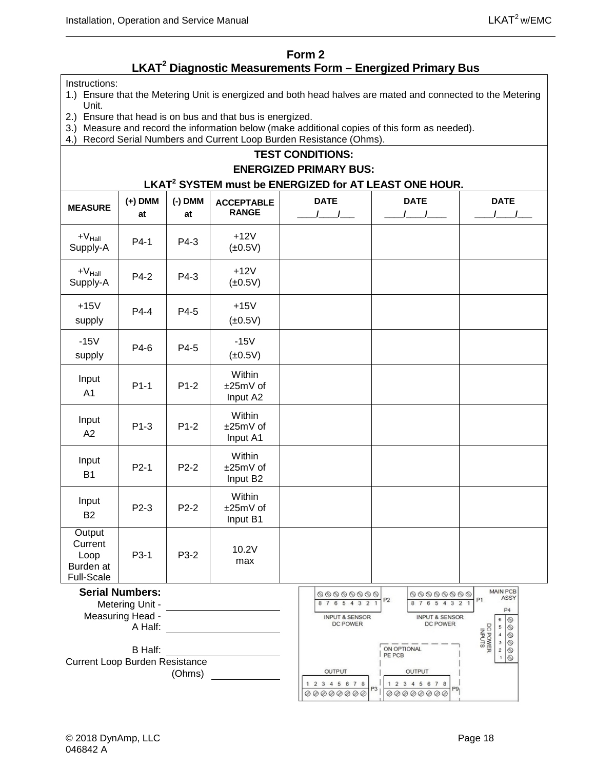## Form 2

## LKAT[2] Diagnostic Measurements Form – Energized Primary Bus

Instructions:

1.) Ensure that the Metering Unit is energized and both head halves are mated and connected to the Metering Unit.
2.) Ensure that head is on bus and that bus is energized.
3.) Measure and record the information below (make additional copies of this form as needed).
4.) Record Serial Numbers and Current Loop Burden Resistance (Ohms).

**TEST CONDITIONS:**

**ENERGIZED PRIMARY BUS:**

**LKAT[2] SYSTEM must be ENERGIZED for AT LEAST ONE HOUR.**

| MEASURE | (+) DMM at | (-) DMM at | ACCEPTABLE RANGE | DATE ___/___/___ | DATE ___/___/___ | DATE ___/___/___ |
|---|---|---|---|---|---|---|
| $+V_{Hall}$ Supply-A | P4-1 | P4-3 | +12V (±0.5V) | | | |
| $+V_{Hall}$ Supply-A | P4-2 | P4-3 | +12V (±0.5V) | | | |
| +15V supply | P4-4 | P4-5 | +15V (±0.5V) | | | |
| -15V supply | P4-6 | P4-5 | -15V (±0.5V) | | | |
| Input A1 | P1-1 | P1-2 | Within ±25mV of Input A2 | | | |
| Input A2 | P1-3 | P1-2 | Within ±25mV of Input A1 | | | |
| Input B1 | P2-1 | P2-2 | Within ±25mV of Input B2 | | | |
| Input B2 | P2-3 | P2-2 | Within ±25mV of Input B1 | | | |
| Output Current Loop Burden at Full-Scale | P3-1 | P3-2 | 10.2V max | | | |

**Serial Numbers:**

Metering Unit - ____________________

Measuring Head -
A Half: ____________________

B Half: ____________________

Current Loop Burden Resistance (Ohms) ____________

MAIN PCB ASSY

P2: 8 7 6 5 4 3 2 1 — INPUT & SENSOR DC POWER

P1: 8 7 6 5 4 3 2 1 — INPUT & SENSOR DC POWER

P4: 6 5 4 3 2 1 — DC POWER INPUTS

ON OPTIONAL PE PCB

P3: OUTPUT 1 2 3 4 5 6 7 8

P9: OUTPUT 1 2 3 4 5 6 7 8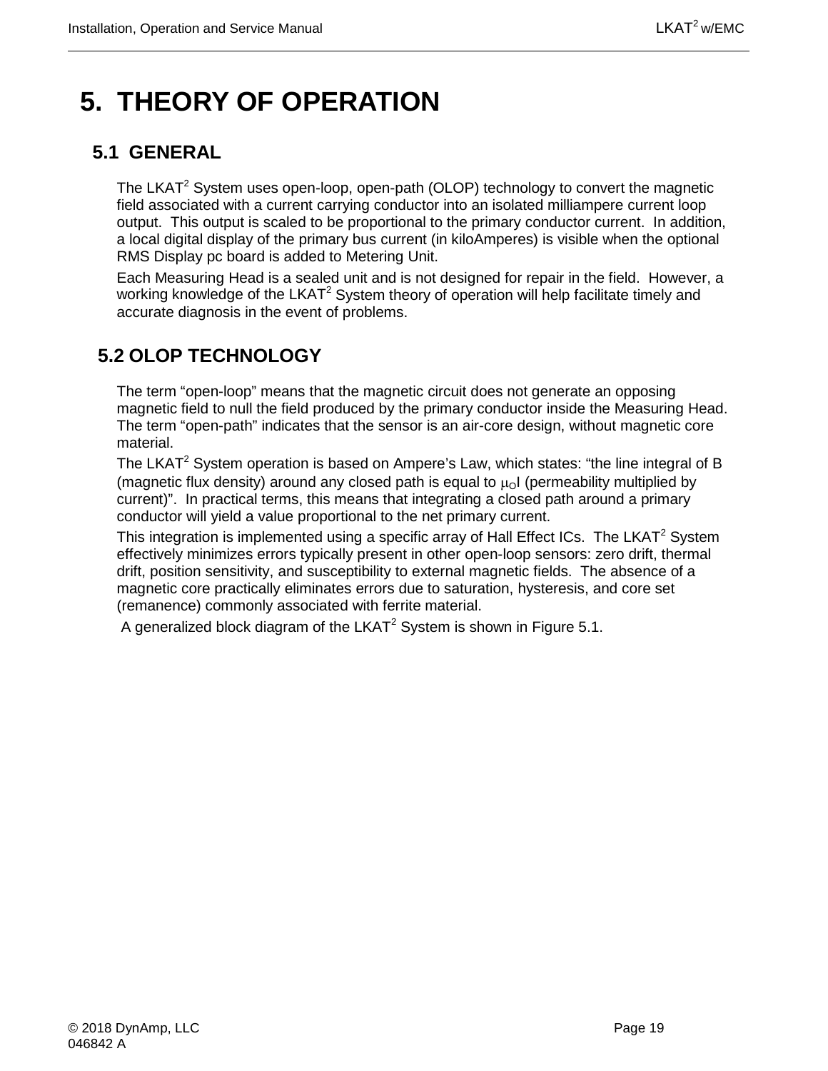# 5. THEORY OF OPERATION

## 5.1 GENERAL

The LKAT$^2$ System uses open-loop, open-path (OLOP) technology to convert the magnetic field associated with a current carrying conductor into an isolated milliampere current loop output. This output is scaled to be proportional to the primary conductor current. In addition, a local digital display of the primary bus current (in kiloAmperes) is visible when the optional RMS Display pc board is added to Metering Unit.

Each Measuring Head is a sealed unit and is not designed for repair in the field. However, a working knowledge of the LKAT$^2$ System theory of operation will help facilitate timely and accurate diagnosis in the event of problems.

## 5.2 OLOP TECHNOLOGY

The term "open-loop" means that the magnetic circuit does not generate an opposing magnetic field to null the field produced by the primary conductor inside the Measuring Head. The term "open-path" indicates that the sensor is an air-core design, without magnetic core material.

The LKAT$^2$ System operation is based on Ampere's Law, which states: "the line integral of B (magnetic flux density) around any closed path is equal to $\mu_O I$ (permeability multiplied by current)". In practical terms, this means that integrating a closed path around a primary conductor will yield a value proportional to the net primary current.

This integration is implemented using a specific array of Hall Effect ICs. The LKAT$^2$ System effectively minimizes errors typically present in other open-loop sensors: zero drift, thermal drift, position sensitivity, and susceptibility to external magnetic fields. The absence of a magnetic core practically eliminates errors due to saturation, hysteresis, and core set (remanence) commonly associated with ferrite material.

A generalized block diagram of the LKAT$^2$ System is shown in Figure 5.1.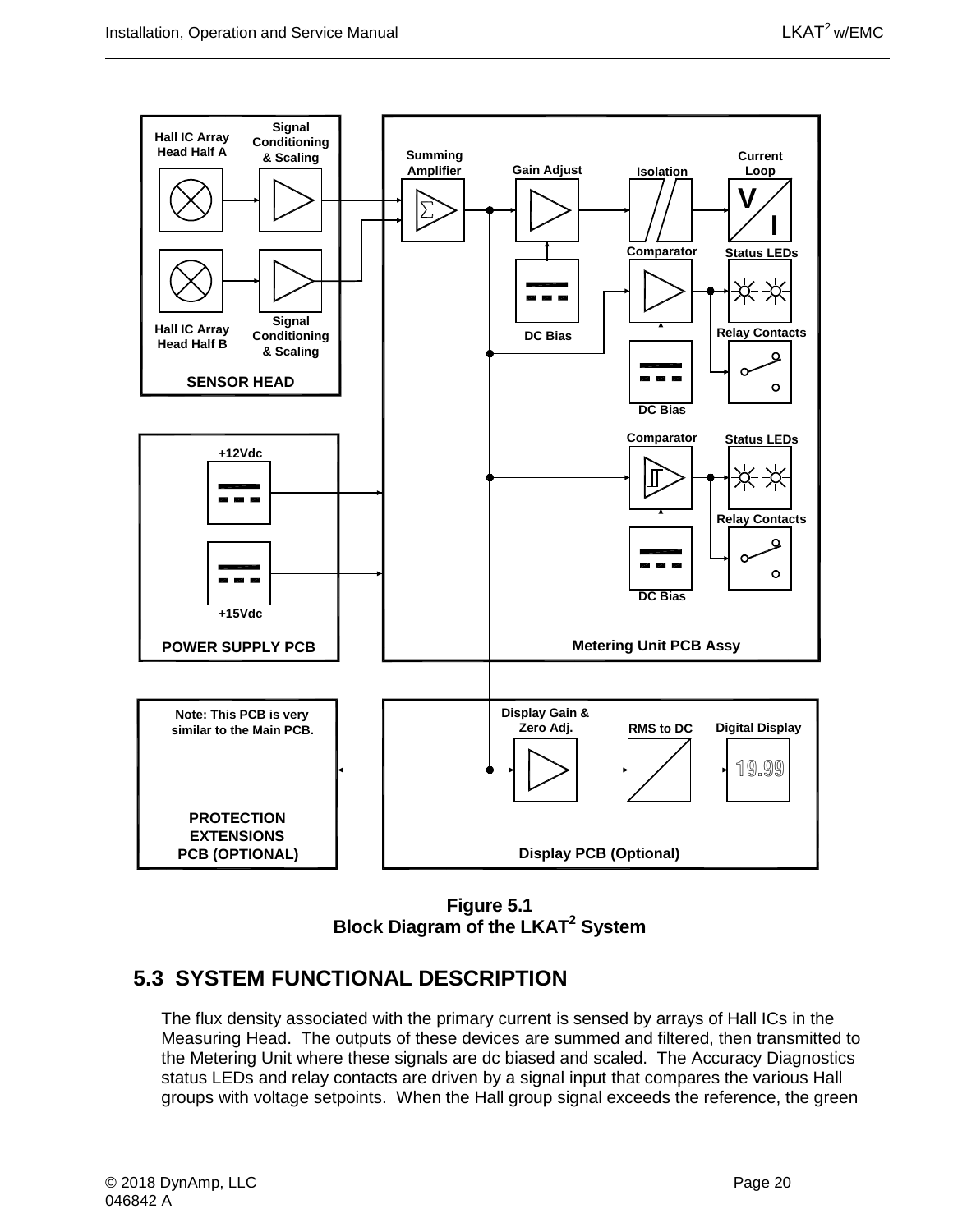Hall IC Array Head Half A

Signal Conditioning & Scaling

Hall IC Array Head Half B

Signal Conditioning & Scaling

SENSOR HEAD

Summing Amplifier

Gain Adjust

Isolation

Current Loop

DC Bias

Comparator

Status LEDs

Relay Contacts

DC Bias

Comparator

Status LEDs

Relay Contacts

DC Bias

Metering Unit PCB Assy

+12Vdc

+15Vdc

POWER SUPPLY PCB

Note: This PCB is very similar to the Main PCB.

PROTECTION EXTENSIONS PCB (OPTIONAL)

Display Gain & Zero Adj.

RMS to DC

Digital Display

19.99

Display PCB (Optional)

**Figure 5.1**
**Block Diagram of the LKAT$^2$ System**

## 5.3 SYSTEM FUNCTIONAL DESCRIPTION

The flux density associated with the primary current is sensed by arrays of Hall ICs in the Measuring Head. The outputs of these devices are summed and filtered, then transmitted to the Metering Unit where these signals are dc biased and scaled. The Accuracy Diagnostics status LEDs and relay contacts are driven by a signal input that compares the various Hall groups with voltage setpoints. When the Hall group signal exceeds the reference, the green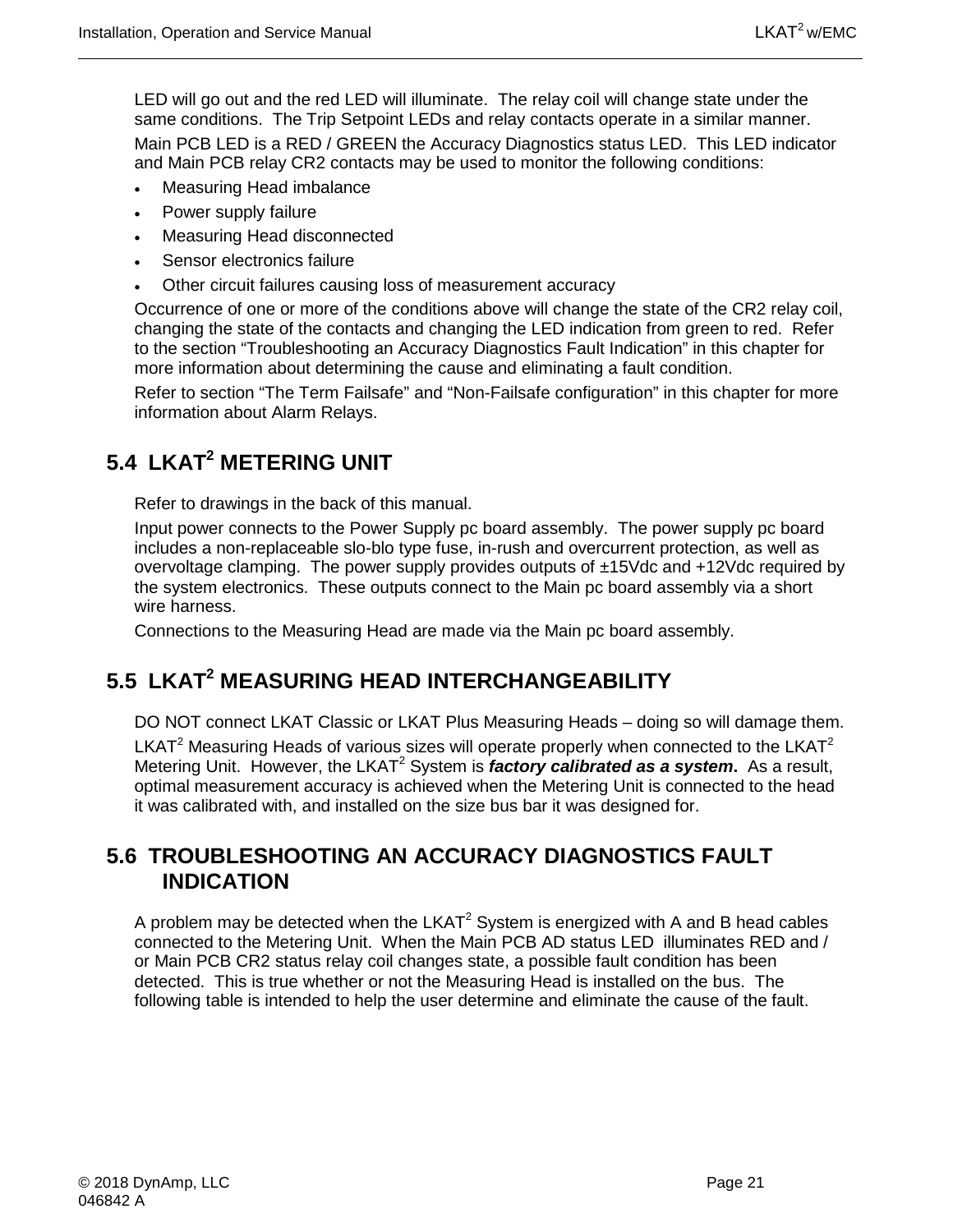LED will go out and the red LED will illuminate. The relay coil will change state under the same conditions. The Trip Setpoint LEDs and relay contacts operate in a similar manner.

Main PCB LED is a RED / GREEN the Accuracy Diagnostics status LED. This LED indicator and Main PCB relay CR2 contacts may be used to monitor the following conditions:

- Measuring Head imbalance
- Power supply failure
- Measuring Head disconnected
- Sensor electronics failure
- Other circuit failures causing loss of measurement accuracy

Occurrence of one or more of the conditions above will change the state of the CR2 relay coil, changing the state of the contacts and changing the LED indication from green to red. Refer to the section "Troubleshooting an Accuracy Diagnostics Fault Indication" in this chapter for more information about determining the cause and eliminating a fault condition.

Refer to section "The Term Failsafe" and "Non-Failsafe configuration" in this chapter for more information about Alarm Relays.

## 5.4 LKAT$^2$ METERING UNIT

Refer to drawings in the back of this manual.

Input power connects to the Power Supply pc board assembly. The power supply pc board includes a non-replaceable slo-blo type fuse, in-rush and overcurrent protection, as well as overvoltage clamping. The power supply provides outputs of ±15Vdc and +12Vdc required by the system electronics. These outputs connect to the Main pc board assembly via a short wire harness.

Connections to the Measuring Head are made via the Main pc board assembly.

## 5.5 LKAT$^2$ MEASURING HEAD INTERCHANGEABILITY

DO NOT connect LKAT Classic or LKAT Plus Measuring Heads – doing so will damage them.

LKAT$^2$ Measuring Heads of various sizes will operate properly when connected to the LKAT$^2$ Metering Unit. However, the LKAT$^2$ System is ***factory calibrated as a system*.** As a result, optimal measurement accuracy is achieved when the Metering Unit is connected to the head it was calibrated with, and installed on the size bus bar it was designed for.

## 5.6 TROUBLESHOOTING AN ACCURACY DIAGNOSTICS FAULT INDICATION

A problem may be detected when the LKAT$^2$ System is energized with A and B head cables connected to the Metering Unit. When the Main PCB AD status LED illuminates RED and / or Main PCB CR2 status relay coil changes state, a possible fault condition has been detected. This is true whether or not the Measuring Head is installed on the bus. The following table is intended to help the user determine and eliminate the cause of the fault.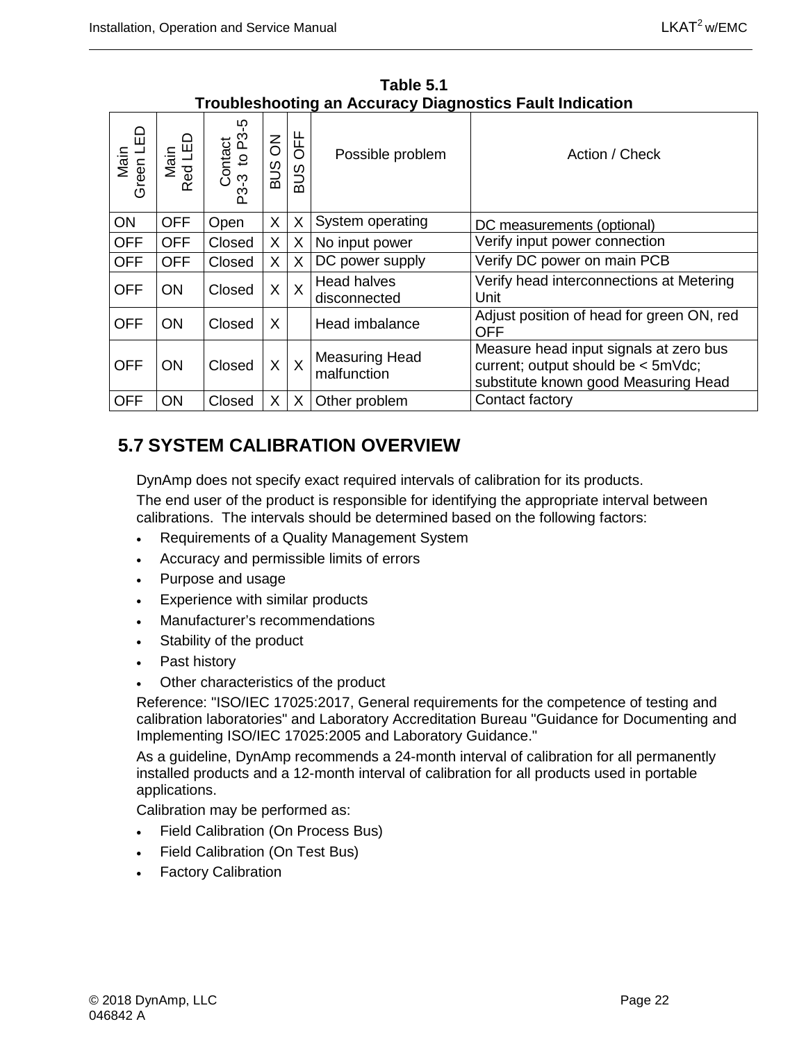**Table 5.1**
**Troubleshooting an Accuracy Diagnostics Fault Indication**

| Main Green LED | Main Red LED | Contact P3-3 to P3-5 | BUS ON | BUS OFF | Possible problem | Action / Check |
|---|---|---|---|---|---|---|
| ON | OFF | Open | X | X | System operating | DC measurements (optional) |
| OFF | OFF | Closed | X | X | No input power | Verify input power connection |
| OFF | OFF | Closed | X | X | DC power supply | Verify DC power on main PCB |
| OFF | ON | Closed | X | X | Head halves disconnected | Verify head interconnections at Metering Unit |
| OFF | ON | Closed | X | | Head imbalance | Adjust position of head for green ON, red OFF |
| OFF | ON | Closed | X | X | Measuring Head malfunction | Measure head input signals at zero bus current; output should be < 5mVdc; substitute known good Measuring Head |
| OFF | ON | Closed | X | X | Other problem | Contact factory |

## 5.7 SYSTEM CALIBRATION OVERVIEW

DynAmp does not specify exact required intervals of calibration for its products.

The end user of the product is responsible for identifying the appropriate interval between calibrations. The intervals should be determined based on the following factors:

- Requirements of a Quality Management System
- Accuracy and permissible limits of errors
- Purpose and usage
- Experience with similar products
- Manufacturer's recommendations
- Stability of the product
- Past history
- Other characteristics of the product

Reference: "ISO/IEC 17025:2017, General requirements for the competence of testing and calibration laboratories" and Laboratory Accreditation Bureau "Guidance for Documenting and Implementing ISO/IEC 17025:2005 and Laboratory Guidance."

As a guideline, DynAmp recommends a 24-month interval of calibration for all permanently installed products and a 12-month interval of calibration for all products used in portable applications.

Calibration may be performed as:

- Field Calibration (On Process Bus)
- Field Calibration (On Test Bus)
- Factory Calibration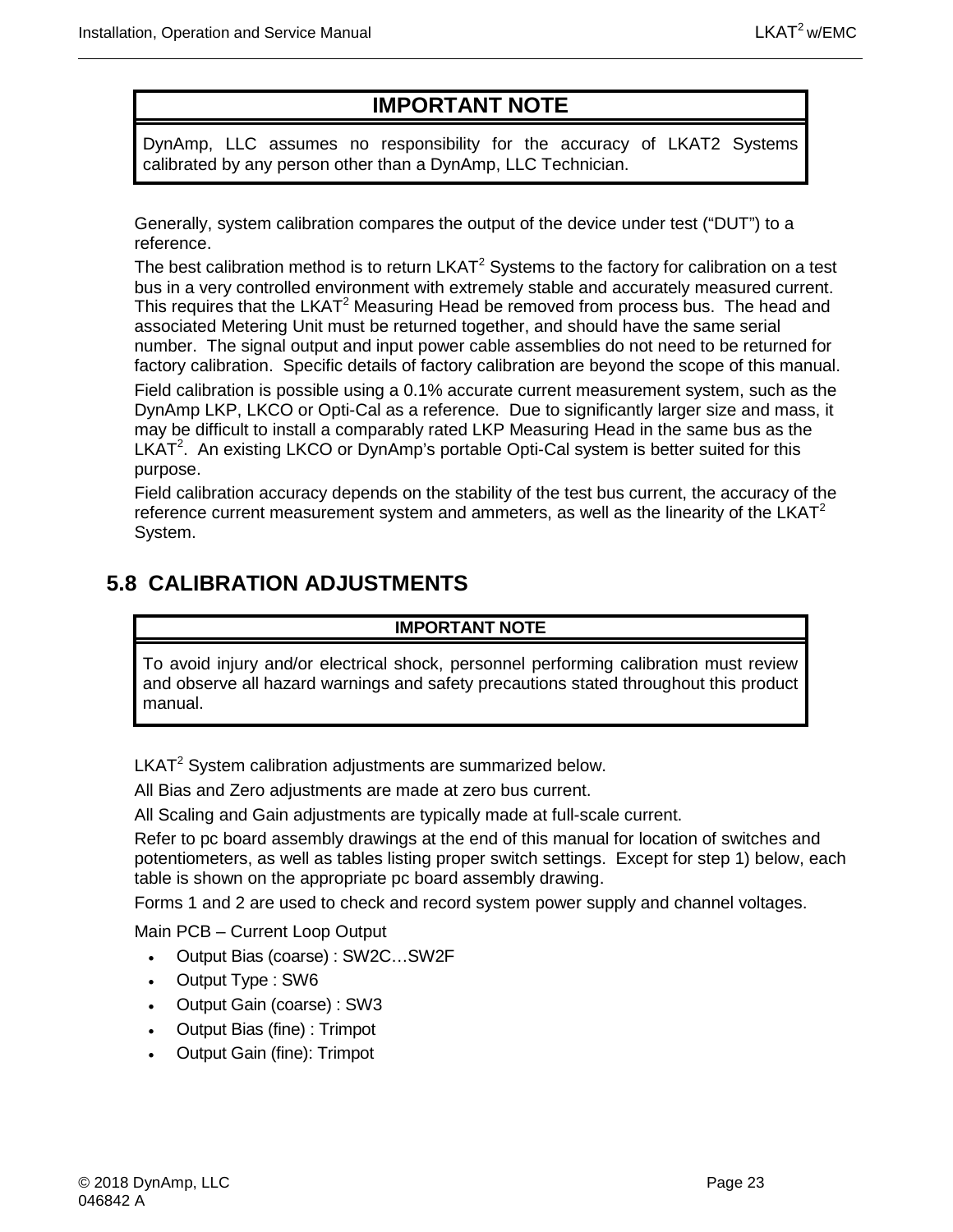| IMPORTANT NOTE |
| --- |
| DynAmp, LLC assumes no responsibility for the accuracy of LKAT2 Systems calibrated by any person other than a DynAmp, LLC Technician. |

Generally, system calibration compares the output of the device under test (“DUT”) to a reference.

The best calibration method is to return LKAT$^2$ Systems to the factory for calibration on a test bus in a very controlled environment with extremely stable and accurately measured current. This requires that the LKAT$^2$ Measuring Head be removed from process bus. The head and associated Metering Unit must be returned together, and should have the same serial number. The signal output and input power cable assemblies do not need to be returned for factory calibration. Specific details of factory calibration are beyond the scope of this manual.

Field calibration is possible using a 0.1% accurate current measurement system, such as the DynAmp LKP, LKCO or Opti-Cal as a reference. Due to significantly larger size and mass, it may be difficult to install a comparably rated LKP Measuring Head in the same bus as the LKAT$^2$. An existing LKCO or DynAmp’s portable Opti-Cal system is better suited for this purpose.

Field calibration accuracy depends on the stability of the test bus current, the accuracy of the reference current measurement system and ammeters, as well as the linearity of the LKAT$^2$ System.

## 5.8 CALIBRATION ADJUSTMENTS

| IMPORTANT NOTE |
| --- |
| To avoid injury and/or electrical shock, personnel performing calibration must review and observe all hazard warnings and safety precautions stated throughout this product manual. |

LKAT$^2$ System calibration adjustments are summarized below.

All Bias and Zero adjustments are made at zero bus current.

All Scaling and Gain adjustments are typically made at full-scale current.

Refer to pc board assembly drawings at the end of this manual for location of switches and potentiometers, as well as tables listing proper switch settings. Except for step 1) below, each table is shown on the appropriate pc board assembly drawing.

Forms 1 and 2 are used to check and record system power supply and channel voltages.

Main PCB – Current Loop Output

- Output Bias (coarse) : SW2C…SW2F
- Output Type : SW6
- Output Gain (coarse) : SW3
- Output Bias (fine) : Trimpot
- Output Gain (fine): Trimpot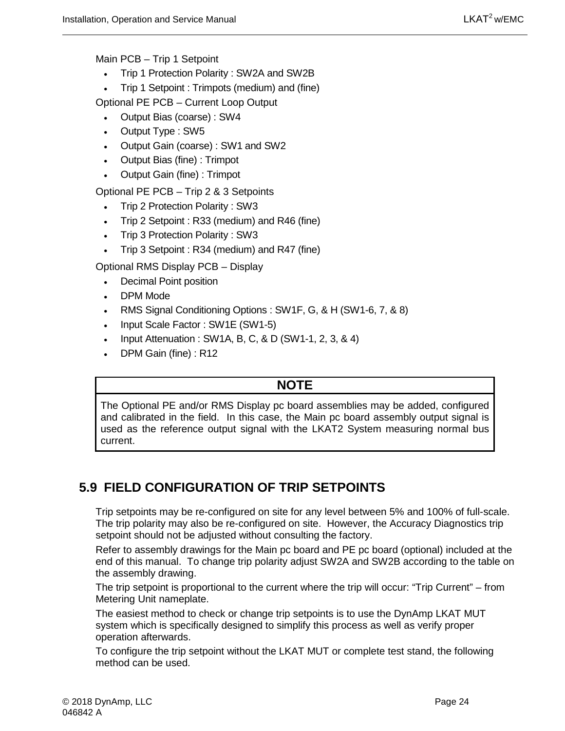Main PCB – Trip 1 Setpoint

- Trip 1 Protection Polarity : SW2A and SW2B
- Trip 1 Setpoint : Trimpots (medium) and (fine)

Optional PE PCB – Current Loop Output

- Output Bias (coarse) : SW4
- Output Type : SW5
- Output Gain (coarse) : SW1 and SW2
- Output Bias (fine) : Trimpot
- Output Gain (fine) : Trimpot

Optional PE PCB – Trip 2 & 3 Setpoints

- Trip 2 Protection Polarity : SW3
- Trip 2 Setpoint : R33 (medium) and R46 (fine)
- Trip 3 Protection Polarity : SW3
- Trip 3 Setpoint : R34 (medium) and R47 (fine)

Optional RMS Display PCB – Display

- Decimal Point position
- DPM Mode
- RMS Signal Conditioning Options : SW1F, G, & H (SW1-6, 7, & 8)
- Input Scale Factor : SW1E (SW1-5)
- Input Attenuation : SW1A, B, C, & D (SW1-1, 2, 3, & 4)
- DPM Gain (fine) : R12

| NOTE |
| --- |
| The Optional PE and/or RMS Display pc board assemblies may be added, configured and calibrated in the field. In this case, the Main pc board assembly output signal is used as the reference output signal with the LKAT2 System measuring normal bus current. |

## 5.9 FIELD CONFIGURATION OF TRIP SETPOINTS

Trip setpoints may be re-configured on site for any level between 5% and 100% of full-scale. The trip polarity may also be re-configured on site. However, the Accuracy Diagnostics trip setpoint should not be adjusted without consulting the factory.

Refer to assembly drawings for the Main pc board and PE pc board (optional) included at the end of this manual. To change trip polarity adjust SW2A and SW2B according to the table on the assembly drawing.

The trip setpoint is proportional to the current where the trip will occur: "Trip Current" – from Metering Unit nameplate.

The easiest method to check or change trip setpoints is to use the DynAmp LKAT MUT system which is specifically designed to simplify this process as well as verify proper operation afterwards.

To configure the trip setpoint without the LKAT MUT or complete test stand, the following method can be used.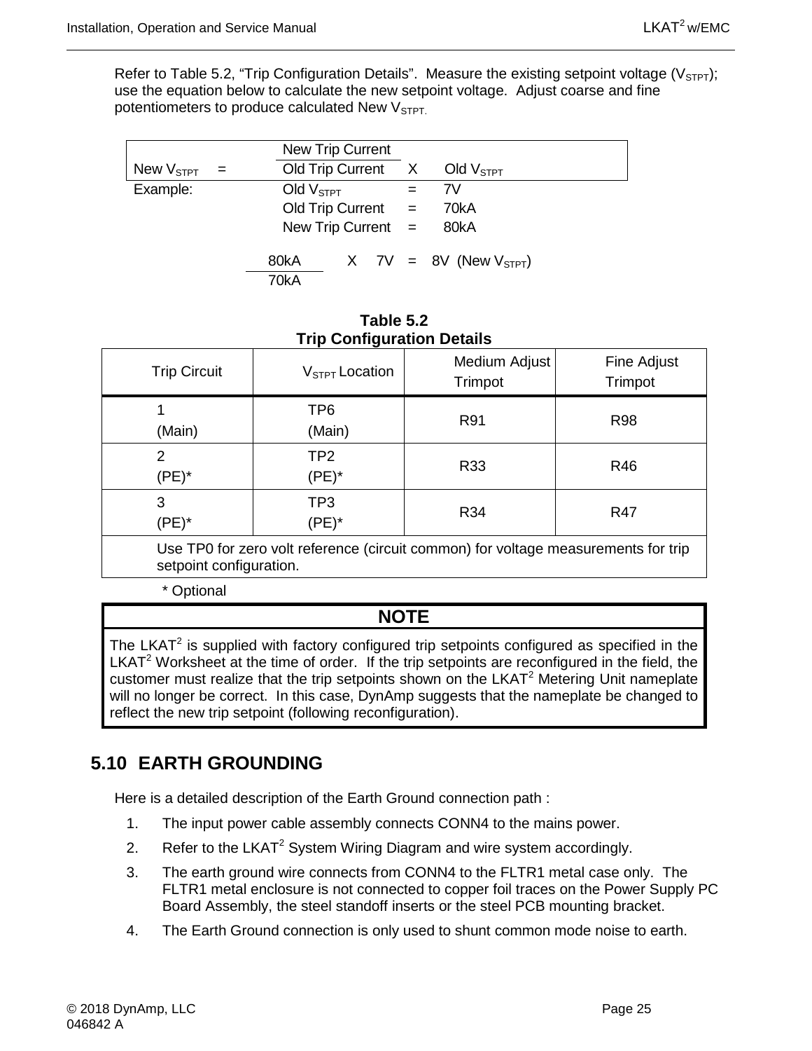Refer to Table 5.2, “Trip Configuration Details”. Measure the existing setpoint voltage ($V_{STPT}$); use the equation below to calculate the new setpoint voltage. Adjust coarse and fine potentiometers to produce calculated New $V_{STPT}$.

$$\text{New } V_{STPT} = \frac{\text{New Trip Current}}{\text{Old Trip Current}} \times \text{Old } V_{STPT}$$

Example:

Old $V_{STPT}$ = 7V

Old Trip Current = 70kA

New Trip Current = 80kA

$$\frac{80kA}{70kA} \times 7V = 8V \text{ (New } V_{STPT}\text{)}$$

**Table 5.2**
**Trip Configuration Details**

| Trip Circuit | $V_{STPT}$ Location | Medium Adjust Trimpot | Fine Adjust Trimpot |
|---|---|---|---|
| 1 (Main) | TP6 (Main) | R91 | R98 |
| 2 (PE)* | TP2 (PE)* | R33 | R46 |
| 3 (PE)* | TP3 (PE)* | R34 | R47 |
| Use TP0 for zero volt reference (circuit common) for voltage measurements for trip setpoint configuration. | | | |

\* Optional

| NOTE |
|---|
| The LKAT² is supplied with factory configured trip setpoints configured as specified in the LKAT² Worksheet at the time of order. If the trip setpoints are reconfigured in the field, the customer must realize that the trip setpoints shown on the LKAT² Metering Unit nameplate will no longer be correct. In this case, DynAmp suggests that the nameplate be changed to reflect the new trip setpoint (following reconfiguration). |

## 5.10 EARTH GROUNDING

Here is a detailed description of the Earth Ground connection path :

1. The input power cable assembly connects CONN4 to the mains power.
2. Refer to the LKAT² System Wiring Diagram and wire system accordingly.
3. The earth ground wire connects from CONN4 to the FLTR1 metal case only. The FLTR1 metal enclosure is not connected to copper foil traces on the Power Supply PC Board Assembly, the steel standoff inserts or the steel PCB mounting bracket.
4. The Earth Ground connection is only used to shunt common mode noise to earth.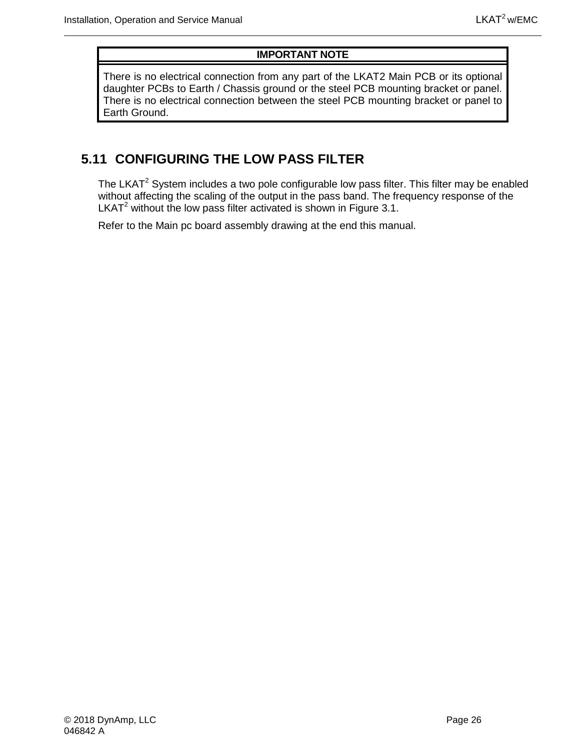| IMPORTANT NOTE |
| --- |
| There is no electrical connection from any part of the LKAT2 Main PCB or its optional daughter PCBs to Earth / Chassis ground or the steel PCB mounting bracket or panel. There is no electrical connection between the steel PCB mounting bracket or panel to Earth Ground. |

## 5.11 CONFIGURING THE LOW PASS FILTER

The LKAT$^2$ System includes a two pole configurable low pass filter. This filter may be enabled without affecting the scaling of the output in the pass band. The frequency response of the LKAT$^2$ without the low pass filter activated is shown in Figure 3.1.

Refer to the Main pc board assembly drawing at the end this manual.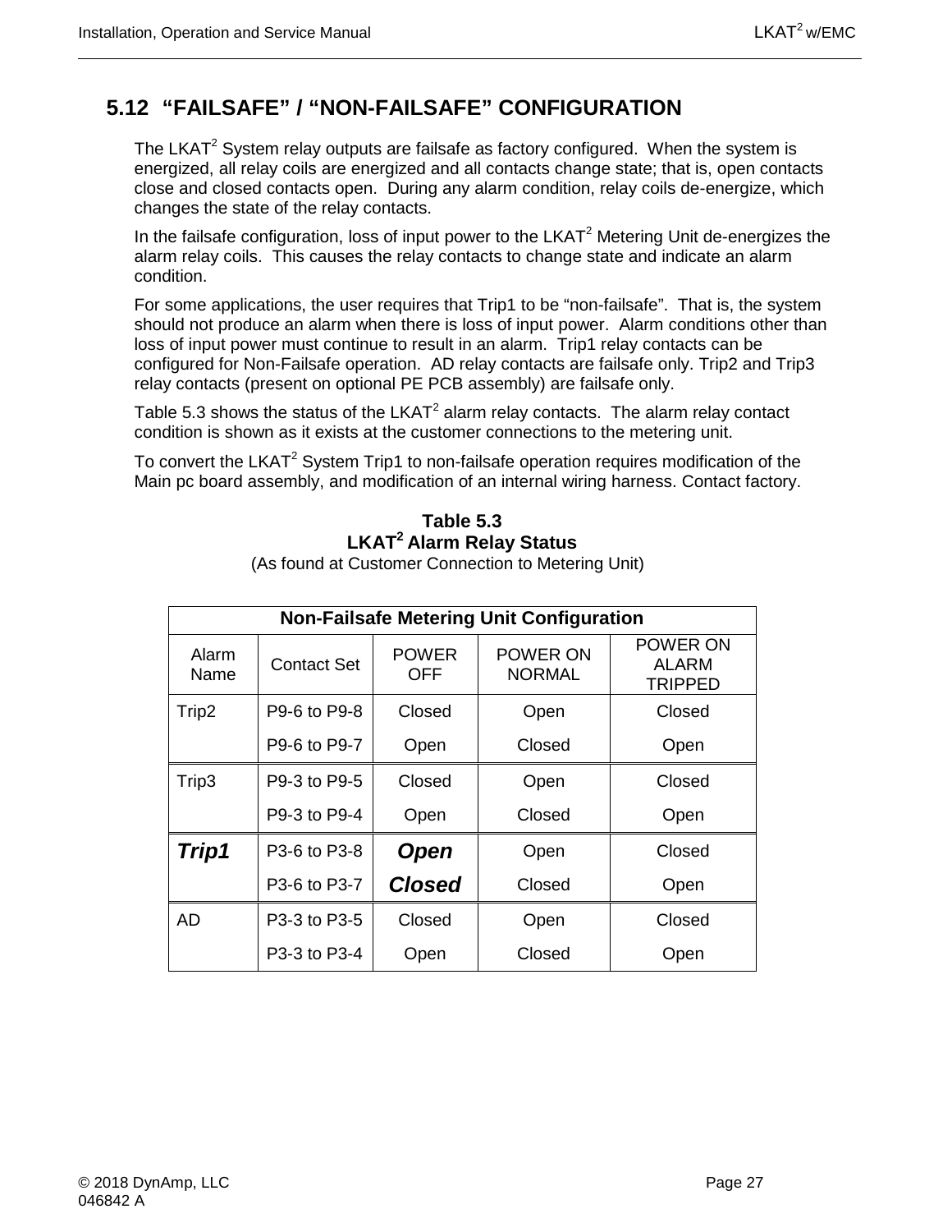## 5.12 "FAILSAFE" / "NON-FAILSAFE" CONFIGURATION

The LKAT[2] System relay outputs are failsafe as factory configured. When the system is energized, all relay coils are energized and all contacts change state; that is, open contacts close and closed contacts open. During any alarm condition, relay coils de-energize, which changes the state of the relay contacts.

In the failsafe configuration, loss of input power to the LKAT[2] Metering Unit de-energizes the alarm relay coils. This causes the relay contacts to change state and indicate an alarm condition.

For some applications, the user requires that Trip1 to be "non-failsafe". That is, the system should not produce an alarm when there is loss of input power. Alarm conditions other than loss of input power must continue to result in an alarm. Trip1 relay contacts can be configured for Non-Failsafe operation. AD relay contacts are failsafe only. Trip2 and Trip3 relay contacts (present on optional PE PCB assembly) are failsafe only.

Table 5.3 shows the status of the LKAT[2] alarm relay contacts. The alarm relay contact condition is shown as it exists at the customer connections to the metering unit.

To convert the LKAT[2] System Trip1 to non-failsafe operation requires modification of the Main pc board assembly, and modification of an internal wiring harness. Contact factory.

**Table 5.3**
**LKAT[2] Alarm Relay Status**
(As found at Customer Connection to Metering Unit)

| Non-Failsafe Metering Unit Configuration | | | | |
|---|---|---|---|---|
| Alarm Name | Contact Set | POWER OFF | POWER ON NORMAL | POWER ON ALARM TRIPPED |
| Trip2 | P9-6 to P9-8 | Closed | Open | Closed |
| | P9-6 to P9-7 | Open | Closed | Open |
| Trip3 | P9-3 to P9-5 | Closed | Open | Closed |
| | P9-3 to P9-4 | Open | Closed | Open |
| ***Trip1*** | P3-6 to P3-8 | ***Open*** | Open | Closed |
| | P3-6 to P3-7 | ***Closed*** | Closed | Open |
| AD | P3-3 to P3-5 | Closed | Open | Closed |
| | P3-3 to P3-4 | Open | Closed | Open |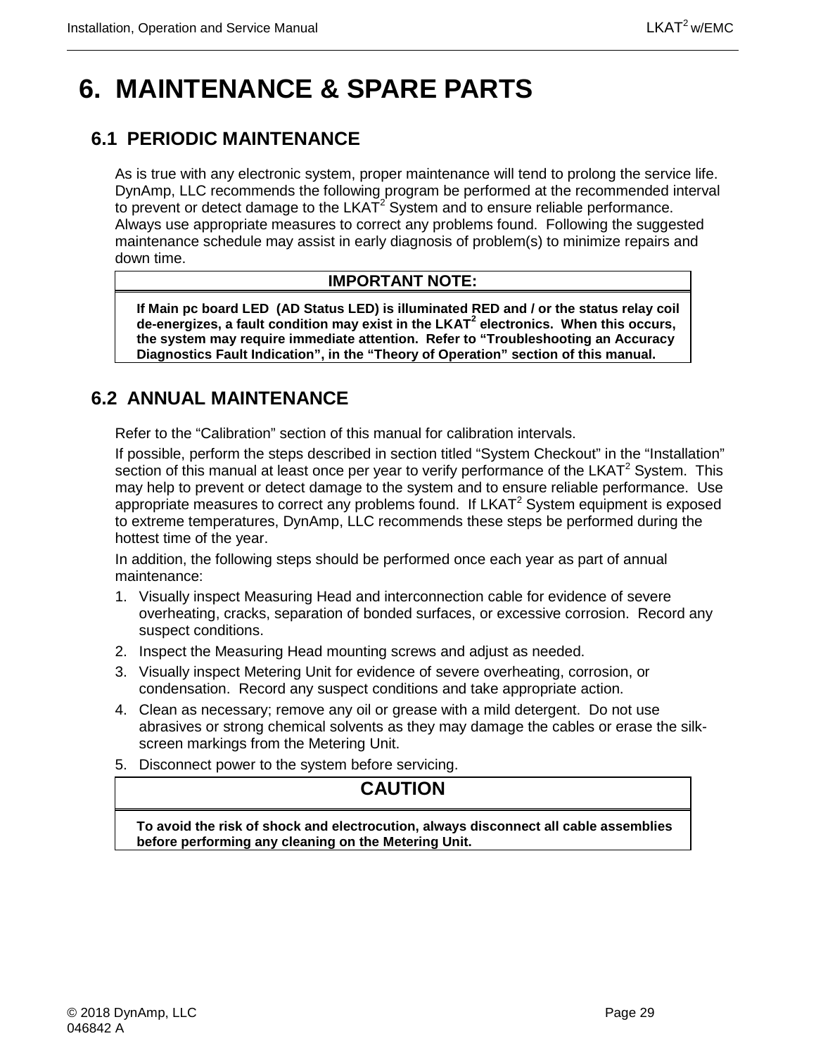# 6. MAINTENANCE & SPARE PARTS

## 6.1 PERIODIC MAINTENANCE

As is true with any electronic system, proper maintenance will tend to prolong the service life. DynAmp, LLC recommends the following program be performed at the recommended interval to prevent or detect damage to the LKAT$^2$ System and to ensure reliable performance. Always use appropriate measures to correct any problems found. Following the suggested maintenance schedule may assist in early diagnosis of problem(s) to minimize repairs and down time.

| IMPORTANT NOTE: |
| --- |
| **If Main pc board LED (AD Status LED) is illuminated RED and / or the status relay coil de-energizes, a fault condition may exist in the LKAT$^2$ electronics. When this occurs, the system may require immediate attention. Refer to "Troubleshooting an Accuracy Diagnostics Fault Indication", in the "Theory of Operation" section of this manual.** |

## 6.2 ANNUAL MAINTENANCE

Refer to the "Calibration" section of this manual for calibration intervals.

If possible, perform the steps described in section titled "System Checkout" in the "Installation" section of this manual at least once per year to verify performance of the LKAT$^2$ System. This may help to prevent or detect damage to the system and to ensure reliable performance. Use appropriate measures to correct any problems found. If LKAT$^2$ System equipment is exposed to extreme temperatures, DynAmp, LLC recommends these steps be performed during the hottest time of the year.

In addition, the following steps should be performed once each year as part of annual maintenance:

1. Visually inspect Measuring Head and interconnection cable for evidence of severe overheating, cracks, separation of bonded surfaces, or excessive corrosion. Record any suspect conditions.
2. Inspect the Measuring Head mounting screws and adjust as needed.
3. Visually inspect Metering Unit for evidence of severe overheating, corrosion, or condensation. Record any suspect conditions and take appropriate action.
4. Clean as necessary; remove any oil or grease with a mild detergent. Do not use abrasives or strong chemical solvents as they may damage the cables or erase the silk-screen markings from the Metering Unit.
5. Disconnect power to the system before servicing.

| CAUTION |
| --- |
| **To avoid the risk of shock and electrocution, always disconnect all cable assemblies before performing any cleaning on the Metering Unit.** |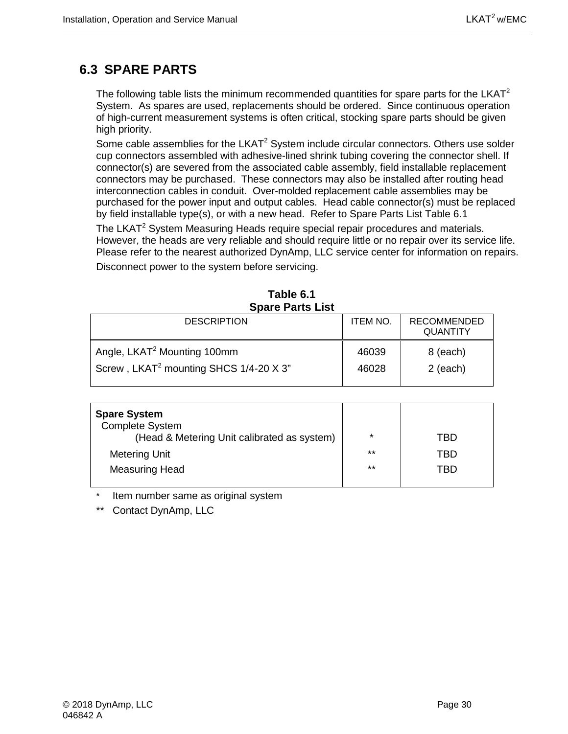## 6.3 SPARE PARTS

The following table lists the minimum recommended quantities for spare parts for the LKAT$^2$ System. As spares are used, replacements should be ordered. Since continuous operation of high-current measurement systems is often critical, stocking spare parts should be given high priority.

Some cable assemblies for the LKAT$^2$ System include circular connectors. Others use solder cup connectors assembled with adhesive-lined shrink tubing covering the connector shell. If connector(s) are severed from the associated cable assembly, field installable replacement connectors may be purchased. These connectors may also be installed after routing head interconnection cables in conduit. Over-molded replacement cable assemblies may be purchased for the power input and output cables. Head cable connector(s) must be replaced by field installable type(s), or with a new head. Refer to Spare Parts List Table 6.1

The LKAT$^2$ System Measuring Heads require special repair procedures and materials. However, the heads are very reliable and should require little or no repair over its service life. Please refer to the nearest authorized DynAmp, LLC service center for information on repairs.

Disconnect power to the system before servicing.

**Table 6.1**
**Spare Parts List**

| DESCRIPTION | ITEM NO. | RECOMMENDED QUANTITY |
|---|---|---|
| Angle, LKAT$^2$ Mounting 100mm | 46039 | 8 (each) |
| Screw , LKAT$^2$ mounting SHCS 1/4-20 X 3” | 46028 | 2 (each) |
| **Spare System** | | |
| Complete System (Head & Metering Unit calibrated as system) | * | TBD |
| Metering Unit | ** | TBD |
| Measuring Head | ** | TBD |

\* Item number same as original system

** Contact DynAmp, LLC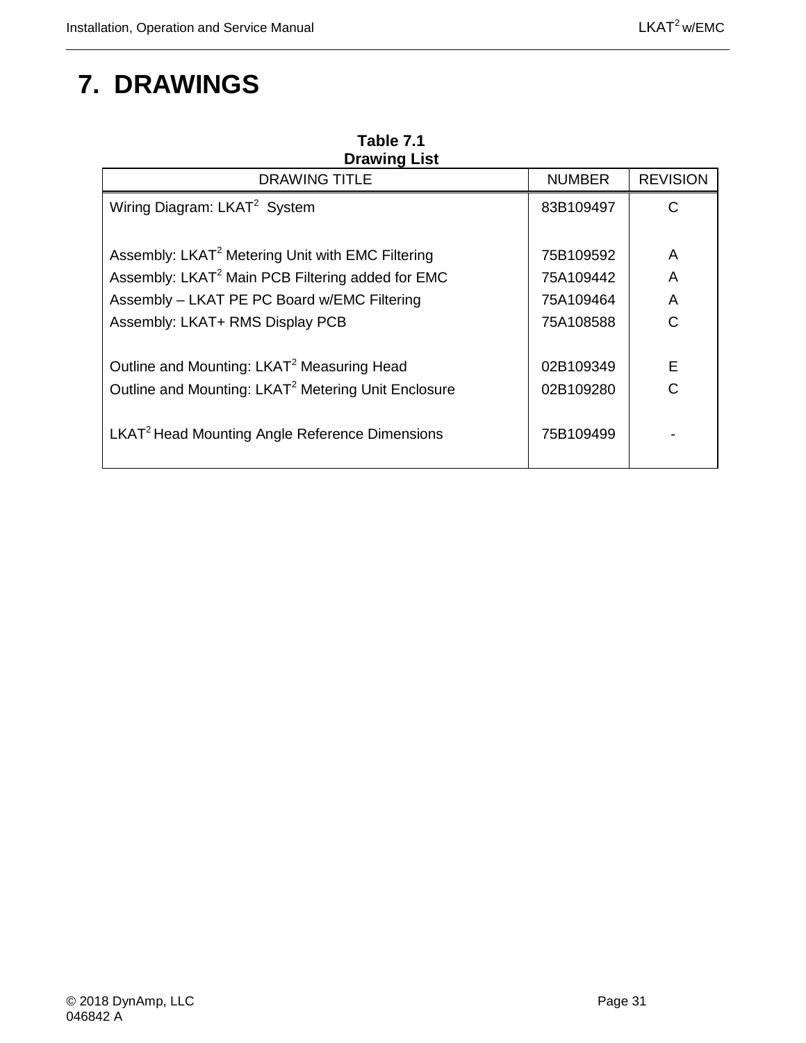# 7. DRAWINGS

**Table 7.1**
**Drawing List**

| DRAWING TITLE | NUMBER | REVISION |
|---|---|---|
| Wiring Diagram: LKAT$^2$ System | 83B109497 | C |
| Assembly: LKAT$^2$ Metering Unit with EMC Filtering | 75B109592 | A |
| Assembly: LKAT$^2$ Main PCB Filtering added for EMC | 75A109442 | A |
| Assembly – LKAT PE PC Board w/EMC Filtering | 75A109464 | A |
| Assembly: LKAT+ RMS Display PCB | 75A108588 | C |
| Outline and Mounting: LKAT$^2$ Measuring Head | 02B109349 | E |
| Outline and Mounting: LKAT$^2$ Metering Unit Enclosure | 02B109280 | C |
| LKAT$^2$ Head Mounting Angle Reference Dimensions | 75B109499 | - |

© 2018 DynAmp, LLC
046842 A